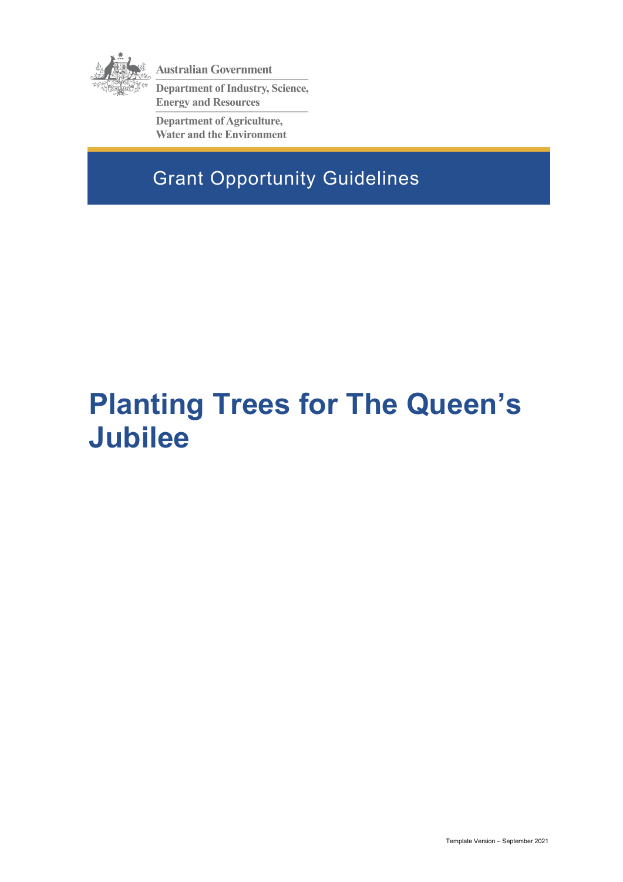Australian Government

Department of Industry, Science, Energy and Resources

Department of Agriculture, Water and the Environment

Grant Opportunity Guidelines

# Planting Trees for The Queen's Jubilee

Template Version – September 2021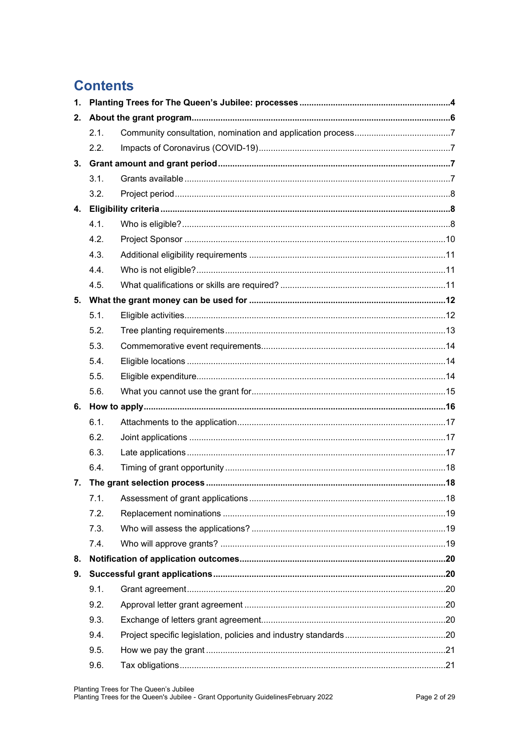# Contents

1. **Planting Trees for The Queen's Jubilee: processes** ....... **4**
2. **About the grant program** ....... **6**
   - 2.1. Community consultation, nomination and application process ....... 7
   - 2.2. Impacts of Coronavirus (COVID-19) ....... 7
3. **Grant amount and grant period** ....... **7**
   - 3.1. Grants available ....... 7
   - 3.2. Project period ....... 8
4. **Eligibility criteria** ....... **8**
   - 4.1. Who is eligible? ....... 8
   - 4.2. Project Sponsor ....... 10
   - 4.3. Additional eligibility requirements ....... 11
   - 4.4. Who is not eligible? ....... 11
   - 4.5. What qualifications or skills are required? ....... 11
5. **What the grant money can be used for** ....... **12**
   - 5.1. Eligible activities ....... 12
   - 5.2. Tree planting requirements ....... 13
   - 5.3. Commemorative event requirements ....... 14
   - 5.4. Eligible locations ....... 14
   - 5.5. Eligible expenditure ....... 14
   - 5.6. What you cannot use the grant for ....... 15
6. **How to apply** ....... **16**
   - 6.1. Attachments to the application ....... 17
   - 6.2. Joint applications ....... 17
   - 6.3. Late applications ....... 17
   - 6.4. Timing of grant opportunity ....... 18
7. **The grant selection process** ....... **18**
   - 7.1. Assessment of grant applications ....... 18
   - 7.2. Replacement nominations ....... 19
   - 7.3. Who will assess the applications? ....... 19
   - 7.4. Who will approve grants? ....... 19
8. **Notification of application outcomes** ....... **20**
9. **Successful grant applications** ....... **20**
   - 9.1. Grant agreement ....... 20
   - 9.2. Approval letter grant agreement ....... 20
   - 9.3. Exchange of letters grant agreement ....... 20
   - 9.4. Project specific legislation, policies and industry standards ....... 20
   - 9.5. How we pay the grant ....... 21
   - 9.6. Tax obligations ....... 21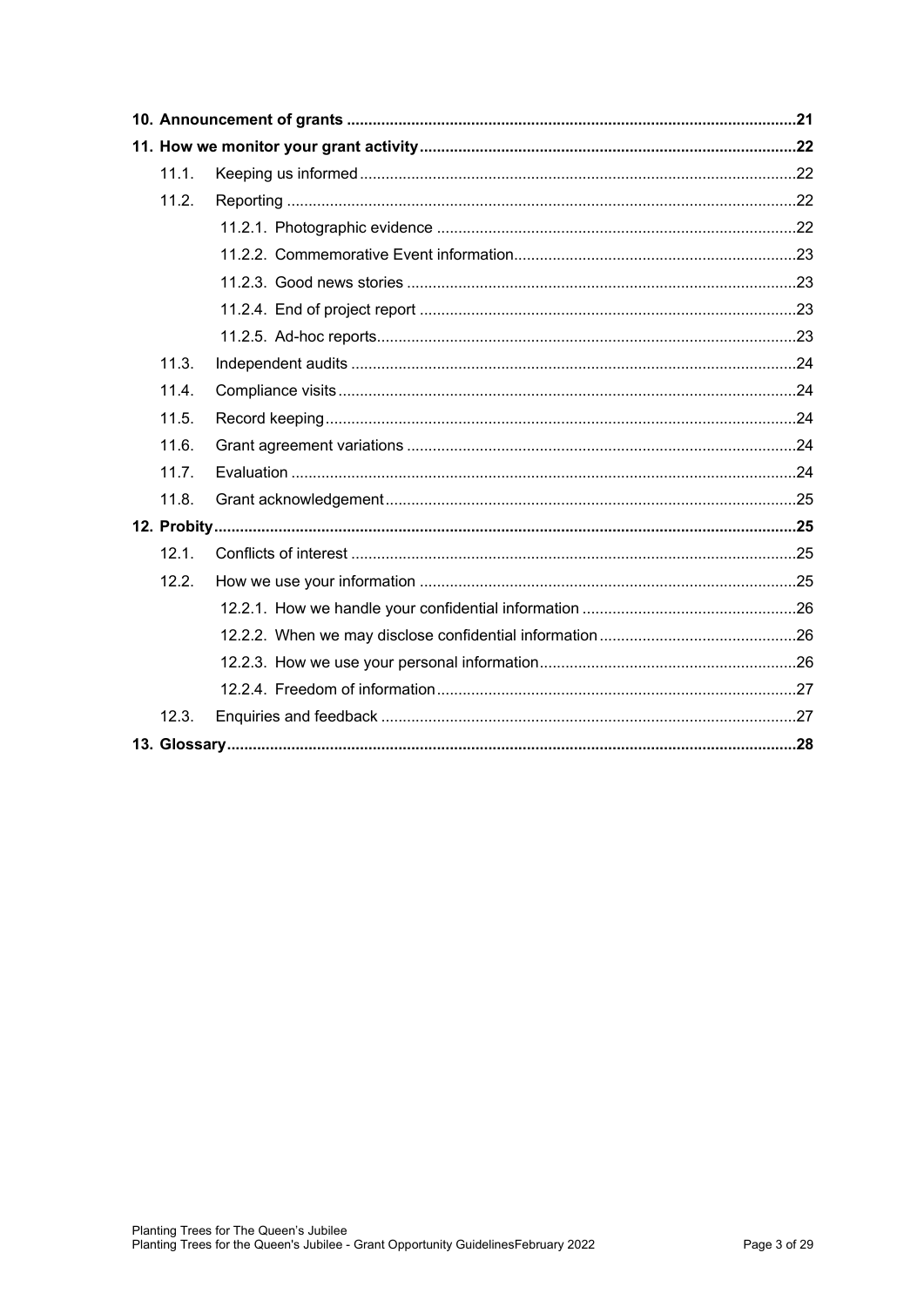**10. Announcement of grants** ........ 21

**11. How we monitor your grant activity** ........ 22

- 11.1. Keeping us informed ........ 22
- 11.2. Reporting ........ 22
  - 11.2.1. Photographic evidence ........ 22
  - 11.2.2. Commemorative Event information ........ 23
  - 11.2.3. Good news stories ........ 23
  - 11.2.4. End of project report ........ 23
  - 11.2.5. Ad-hoc reports ........ 23
- 11.3. Independent audits ........ 24
- 11.4. Compliance visits ........ 24
- 11.5. Record keeping ........ 24
- 11.6. Grant agreement variations ........ 24
- 11.7. Evaluation ........ 24
- 11.8. Grant acknowledgement ........ 25

**12. Probity** ........ 25

- 12.1. Conflicts of interest ........ 25
- 12.2. How we use your information ........ 25
  - 12.2.1. How we handle your confidential information ........ 26
  - 12.2.2. When we may disclose confidential information ........ 26
  - 12.2.3. How we use your personal information ........ 26
  - 12.2.4. Freedom of information ........ 27
- 12.3. Enquiries and feedback ........ 27

**13. Glossary** ........ 28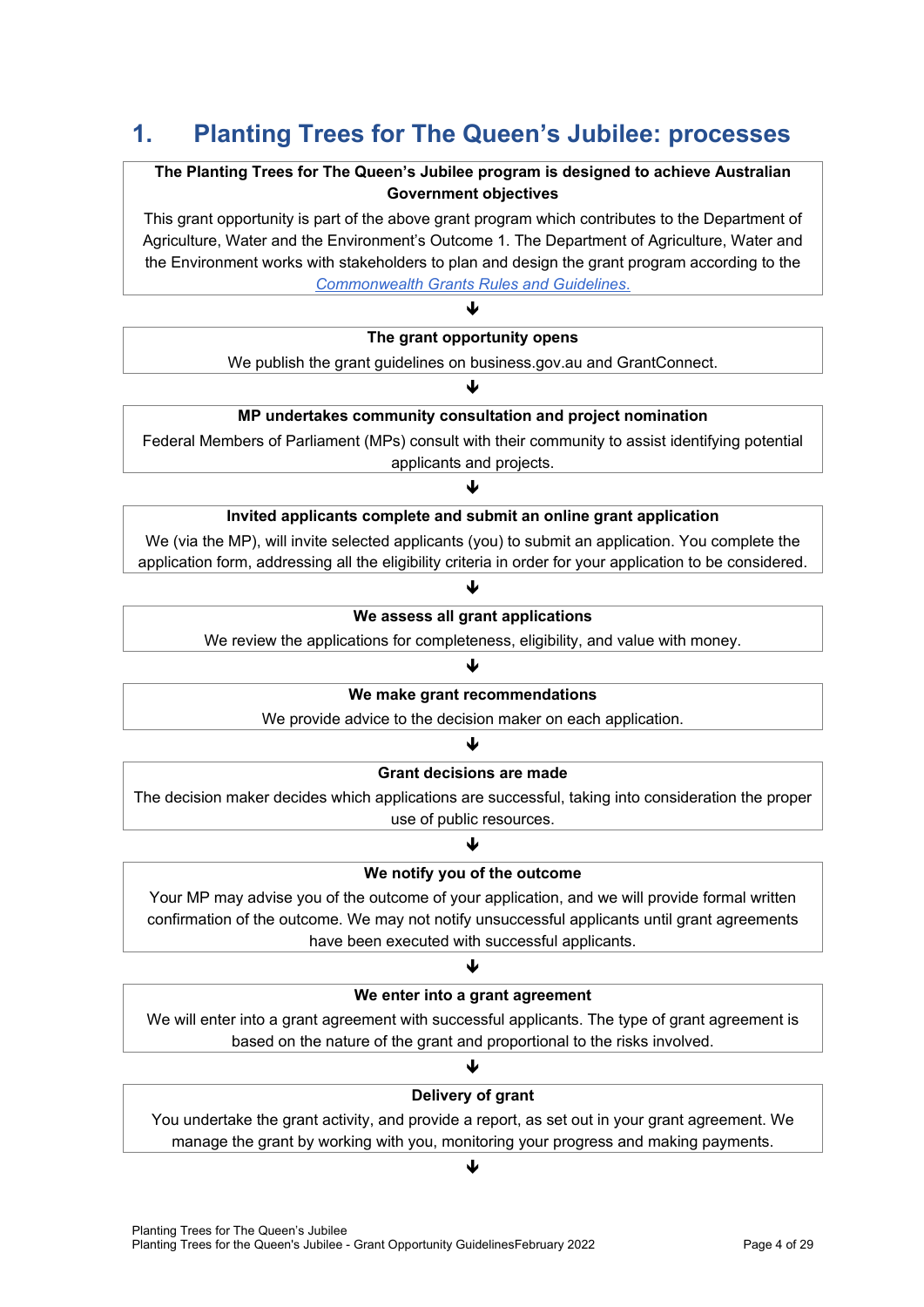# 1. Planting Trees for The Queen's Jubilee: processes

**The Planting Trees for The Queen's Jubilee program is designed to achieve Australian Government objectives**

This grant opportunity is part of the above grant program which contributes to the Department of Agriculture, Water and the Environment's Outcome 1. The Department of Agriculture, Water and the Environment works with stakeholders to plan and design the grant program according to the *Commonwealth Grants Rules and Guidelines.*

↓

**The grant opportunity opens**

We publish the grant guidelines on business.gov.au and GrantConnect.

↓

**MP undertakes community consultation and project nomination**

Federal Members of Parliament (MPs) consult with their community to assist identifying potential applicants and projects.

↓

**Invited applicants complete and submit an online grant application**

We (via the MP), will invite selected applicants (you) to submit an application. You complete the application form, addressing all the eligibility criteria in order for your application to be considered.

↓

**We assess all grant applications**

We review the applications for completeness, eligibility, and value with money.

↓

**We make grant recommendations**

We provide advice to the decision maker on each application.

↓

**Grant decisions are made**

The decision maker decides which applications are successful, taking into consideration the proper use of public resources.

↓

**We notify you of the outcome**

Your MP may advise you of the outcome of your application, and we will provide formal written confirmation of the outcome. We may not notify unsuccessful applicants until grant agreements have been executed with successful applicants.

↓

**We enter into a grant agreement**

We will enter into a grant agreement with successful applicants. The type of grant agreement is based on the nature of the grant and proportional to the risks involved.

↓

**Delivery of grant**

You undertake the grant activity, and provide a report, as set out in your grant agreement. We manage the grant by working with you, monitoring your progress and making payments.

↓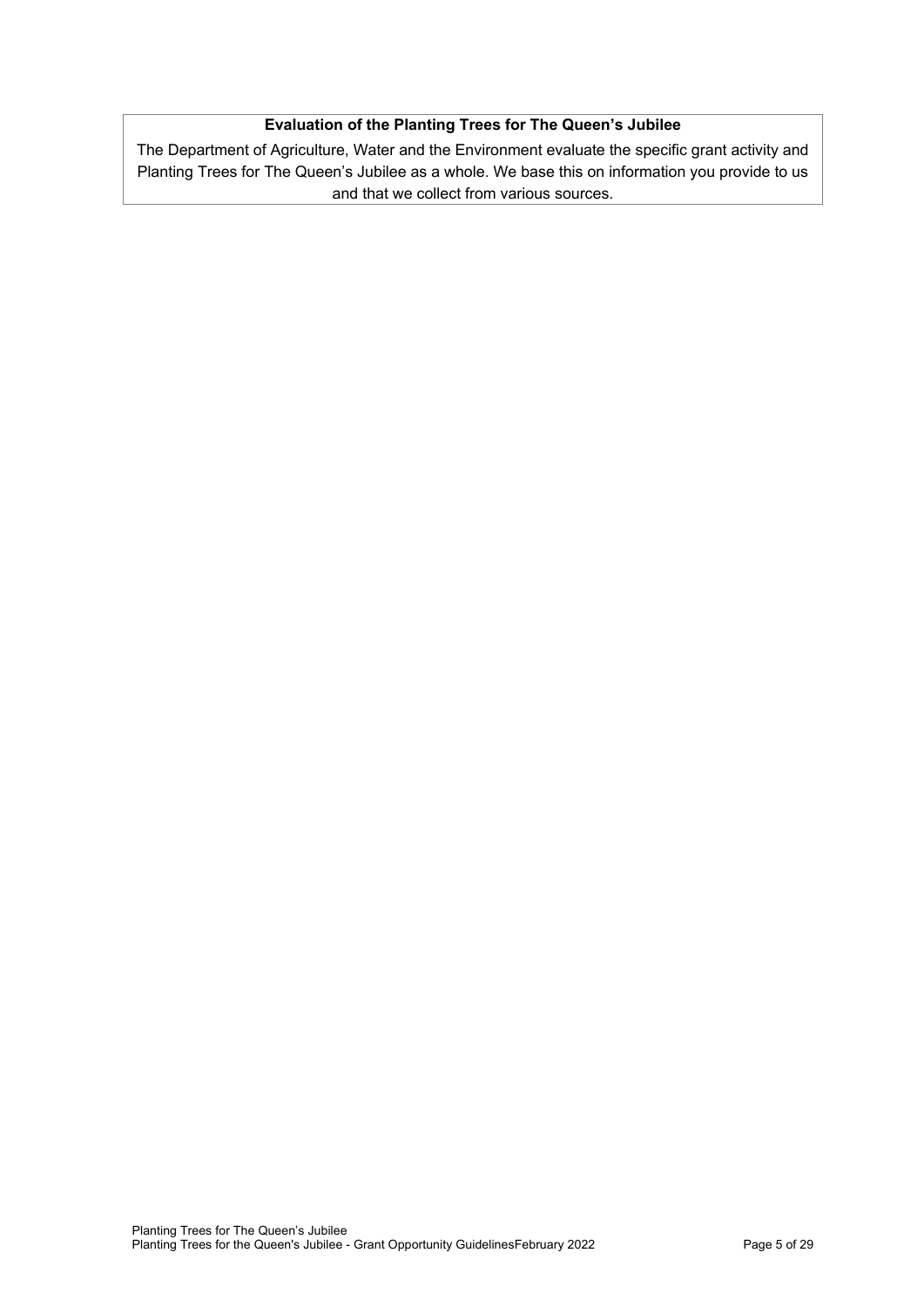**Evaluation of the Planting Trees for The Queen's Jubilee**

The Department of Agriculture, Water and the Environment evaluate the specific grant activity and Planting Trees for The Queen's Jubilee as a whole. We base this on information you provide to us and that we collect from various sources.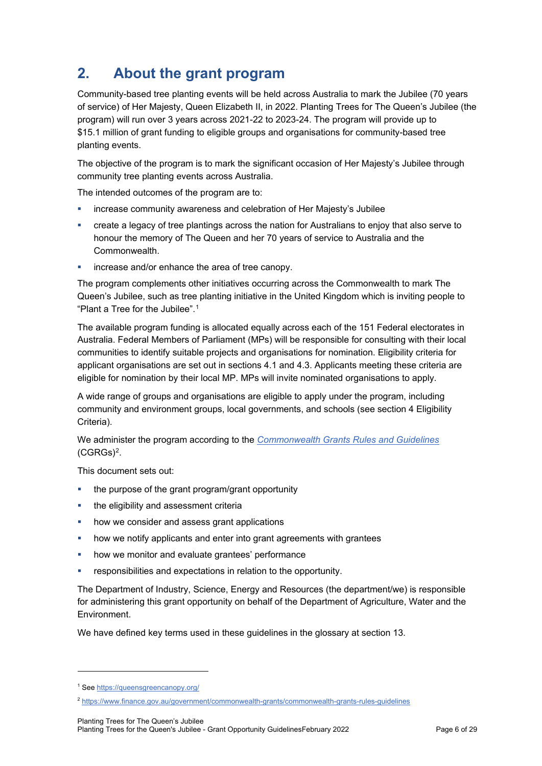## 2. About the grant program

Community-based tree planting events will be held across Australia to mark the Jubilee (70 years of service) of Her Majesty, Queen Elizabeth II, in 2022. Planting Trees for The Queen's Jubilee (the program) will run over 3 years across 2021-22 to 2023-24. The program will provide up to $15.1 million of grant funding to eligible groups and organisations for community-based tree planting events.

The objective of the program is to mark the significant occasion of Her Majesty's Jubilee through community tree planting events across Australia.

The intended outcomes of the program are to:

- increase community awareness and celebration of Her Majesty's Jubilee
- create a legacy of tree plantings across the nation for Australians to enjoy that also serve to honour the memory of The Queen and her 70 years of service to Australia and the Commonwealth.
- increase and/or enhance the area of tree canopy.

The program complements other initiatives occurring across the Commonwealth to mark The Queen's Jubilee, such as tree planting initiative in the United Kingdom which is inviting people to "Plant a Tree for the Jubilee".[1]

The available program funding is allocated equally across each of the 151 Federal electorates in Australia. Federal Members of Parliament (MPs) will be responsible for consulting with their local communities to identify suitable projects and organisations for nomination. Eligibility criteria for applicant organisations are set out in sections 4.1 and 4.3. Applicants meeting these criteria are eligible for nomination by their local MP. MPs will invite nominated organisations to apply.

A wide range of groups and organisations are eligible to apply under the program, including community and environment groups, local governments, and schools (see section 4 Eligibility Criteria).

We administer the program according to the [*Commonwealth Grants Rules and Guidelines*](https://www.finance.gov.au/government/commonwealth-grants/commonwealth-grants-rules-guidelines) (CGRGs)[2].

This document sets out:

- the purpose of the grant program/grant opportunity
- the eligibility and assessment criteria
- how we consider and assess grant applications
- how we notify applicants and enter into grant agreements with grantees
- how we monitor and evaluate grantees' performance
- responsibilities and expectations in relation to the opportunity.

The Department of Industry, Science, Energy and Resources (the department/we) is responsible for administering this grant opportunity on behalf of the Department of Agriculture, Water and the Environment.

We have defined key terms used in these guidelines in the glossary at section 13.

---

[1] See https://queensgreencanopy.org/

[2] https://www.finance.gov.au/government/commonwealth-grants/commonwealth-grants-rules-guidelines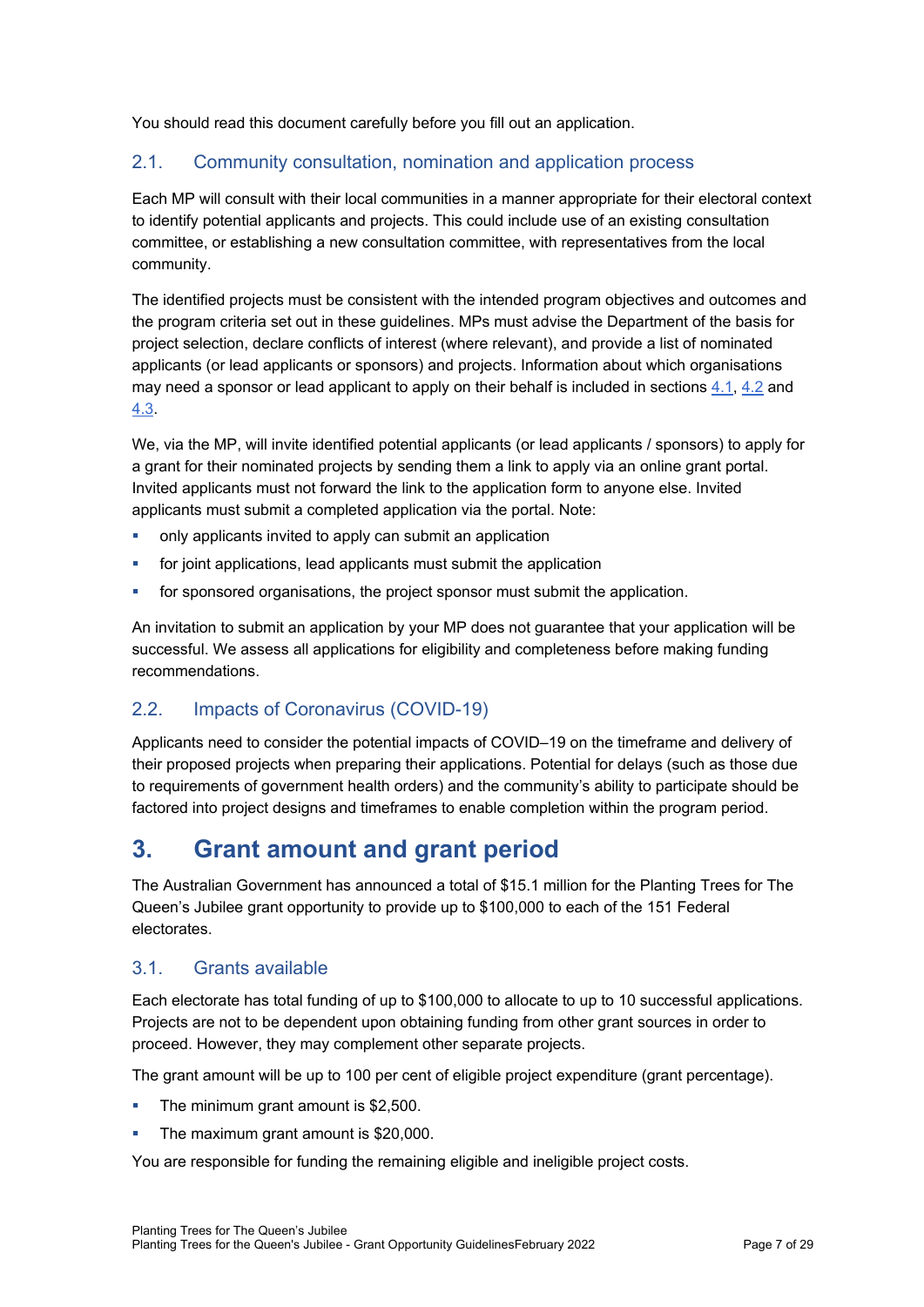You should read this document carefully before you fill out an application.

### 2.1. Community consultation, nomination and application process

Each MP will consult with their local communities in a manner appropriate for their electoral context to identify potential applicants and projects. This could include use of an existing consultation committee, or establishing a new consultation committee, with representatives from the local community.

The identified projects must be consistent with the intended program objectives and outcomes and the program criteria set out in these guidelines. MPs must advise the Department of the basis for project selection, declare conflicts of interest (where relevant), and provide a list of nominated applicants (or lead applicants or sponsors) and projects. Information about which organisations may need a sponsor or lead applicant to apply on their behalf is included in sections 4.1, 4.2 and 4.3.

We, via the MP, will invite identified potential applicants (or lead applicants / sponsors) to apply for a grant for their nominated projects by sending them a link to apply via an online grant portal. Invited applicants must not forward the link to the application form to anyone else. Invited applicants must submit a completed application via the portal. Note:

- only applicants invited to apply can submit an application
- for joint applications, lead applicants must submit the application
- for sponsored organisations, the project sponsor must submit the application.

An invitation to submit an application by your MP does not guarantee that your application will be successful. We assess all applications for eligibility and completeness before making funding recommendations.

### 2.2. Impacts of Coronavirus (COVID-19)

Applicants need to consider the potential impacts of COVID–19 on the timeframe and delivery of their proposed projects when preparing their applications. Potential for delays (such as those due to requirements of government health orders) and the community's ability to participate should be factored into project designs and timeframes to enable completion within the program period.

## 3. Grant amount and grant period

The Australian Government has announced a total of $15.1 million for the Planting Trees for The Queen's Jubilee grant opportunity to provide up to $100,000 to each of the 151 Federal electorates.

### 3.1. Grants available

Each electorate has total funding of up to $100,000 to allocate to up to 10 successful applications. Projects are not to be dependent upon obtaining funding from other grant sources in order to proceed. However, they may complement other separate projects.

The grant amount will be up to 100 per cent of eligible project expenditure (grant percentage).

- The minimum grant amount is $2,500.
- The maximum grant amount is $20,000.

You are responsible for funding the remaining eligible and ineligible project costs.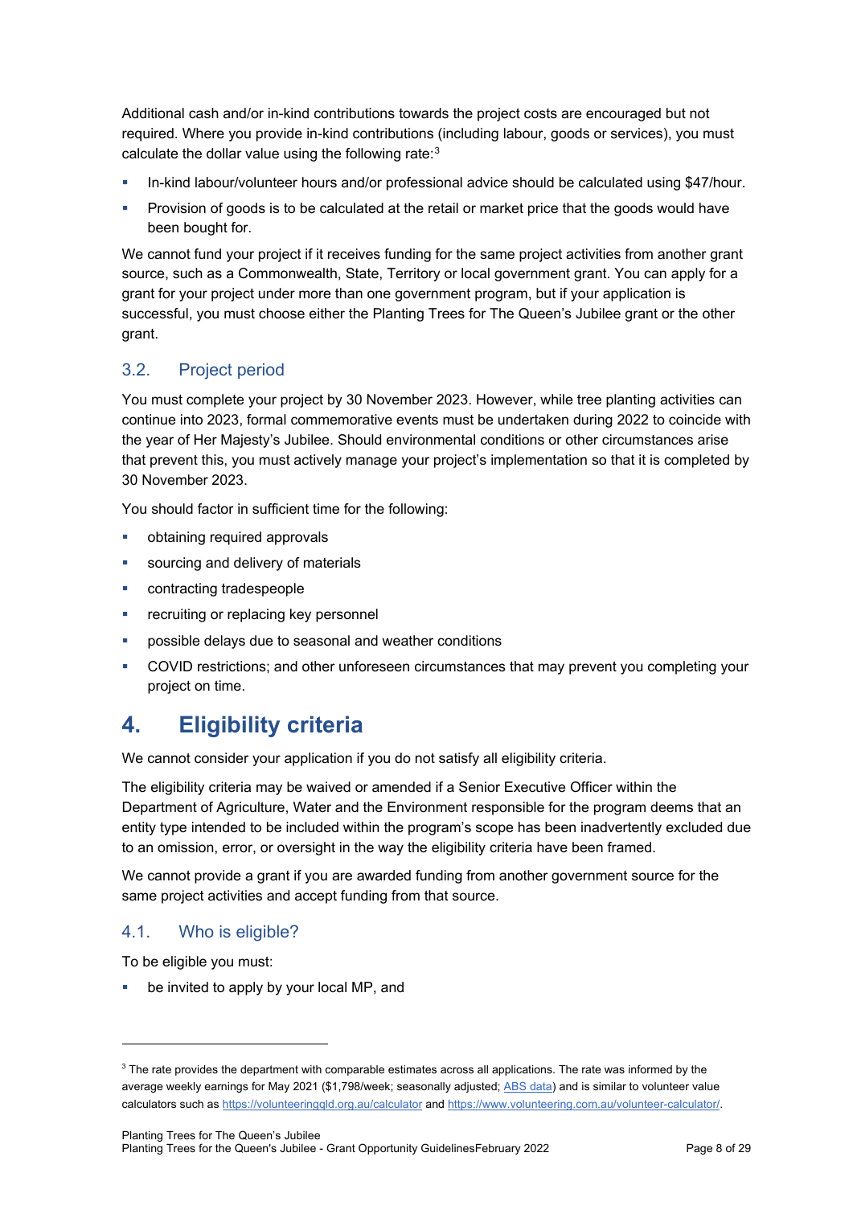Additional cash and/or in-kind contributions towards the project costs are encouraged but not required. Where you provide in-kind contributions (including labour, goods or services), you must calculate the dollar value using the following rate:[3]

- In-kind labour/volunteer hours and/or professional advice should be calculated using $47/hour.
- Provision of goods is to be calculated at the retail or market price that the goods would have been bought for.

We cannot fund your project if it receives funding for the same project activities from another grant source, such as a Commonwealth, State, Territory or local government grant. You can apply for a grant for your project under more than one government program, but if your application is successful, you must choose either the Planting Trees for The Queen's Jubilee grant or the other grant.

### 3.2. Project period

You must complete your project by 30 November 2023. However, while tree planting activities can continue into 2023, formal commemorative events must be undertaken during 2022 to coincide with the year of Her Majesty's Jubilee. Should environmental conditions or other circumstances arise that prevent this, you must actively manage your project's implementation so that it is completed by 30 November 2023.

You should factor in sufficient time for the following:

- obtaining required approvals
- sourcing and delivery of materials
- contracting tradespeople
- recruiting or replacing key personnel
- possible delays due to seasonal and weather conditions
- COVID restrictions; and other unforeseen circumstances that may prevent you completing your project on time.

## 4. Eligibility criteria

We cannot consider your application if you do not satisfy all eligibility criteria.

The eligibility criteria may be waived or amended if a Senior Executive Officer within the Department of Agriculture, Water and the Environment responsible for the program deems that an entity type intended to be included within the program's scope has been inadvertently excluded due to an omission, error, or oversight in the way the eligibility criteria have been framed.

We cannot provide a grant if you are awarded funding from another government source for the same project activities and accept funding from that source.

### 4.1. Who is eligible?

To be eligible you must:

- be invited to apply by your local MP, and

---

[3] The rate provides the department with comparable estimates across all applications. The rate was informed by the average weekly earnings for May 2021 ($1,798/week; seasonally adjusted; ABS data) and is similar to volunteer value calculators such as https://volunteeringqld.org.au/calculator and https://www.volunteering.com.au/volunteer-calculator/.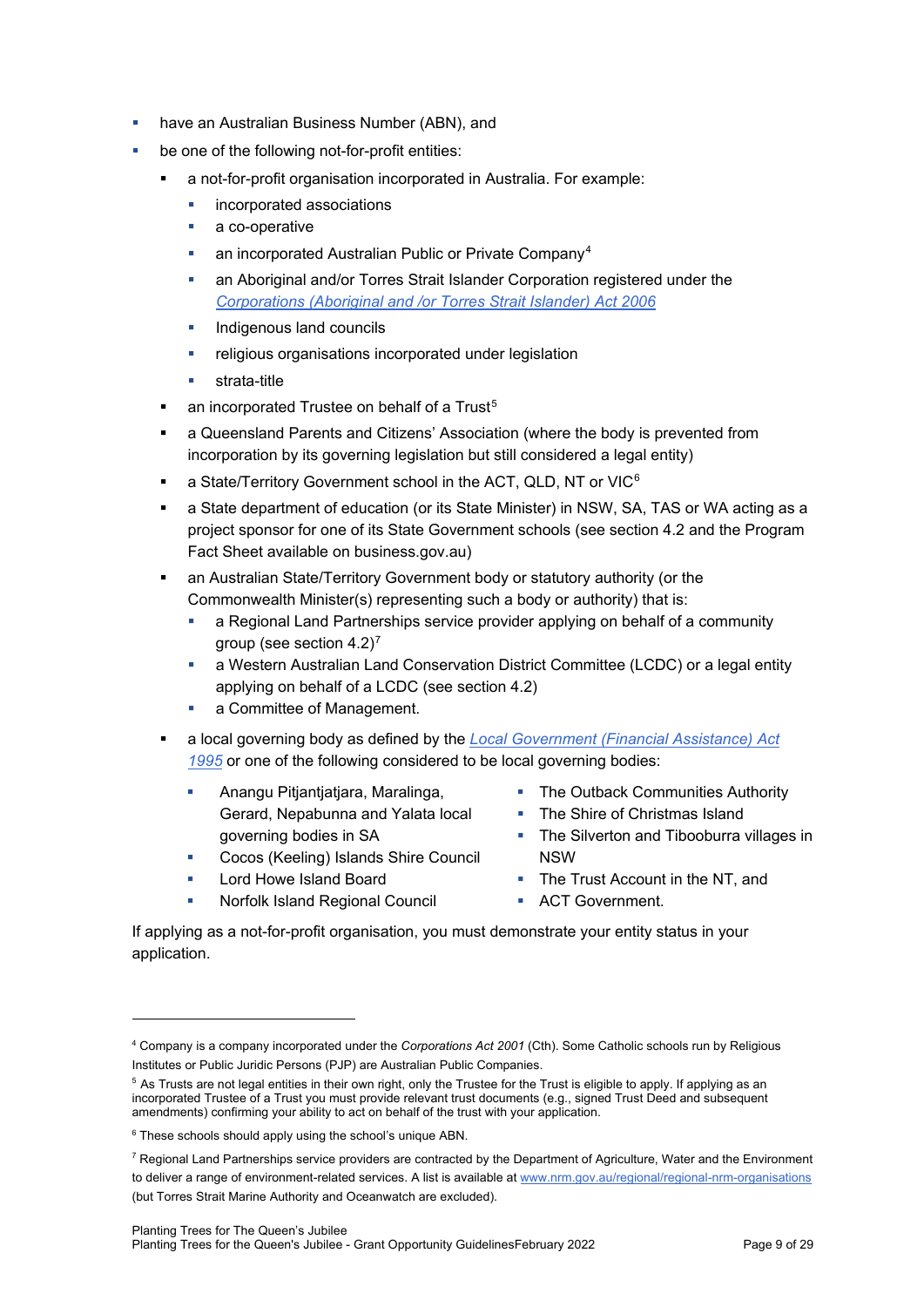- have an Australian Business Number (ABN), and
- be one of the following not-for-profit entities:
  - a not-for-profit organisation incorporated in Australia. For example:
    - incorporated associations
    - a co-operative
    - an incorporated Australian Public or Private Company[4]
    - an Aboriginal and/or Torres Strait Islander Corporation registered under the *Corporations (Aboriginal and /or Torres Strait Islander) Act 2006*
    - Indigenous land councils
    - religious organisations incorporated under legislation
    - strata-title
  - an incorporated Trustee on behalf of a Trust[5]
  - a Queensland Parents and Citizens' Association (where the body is prevented from incorporation by its governing legislation but still considered a legal entity)
  - a State/Territory Government school in the ACT, QLD, NT or VIC[6]
  - a State department of education (or its State Minister) in NSW, SA, TAS or WA acting as a project sponsor for one of its State Government schools (see section 4.2 and the Program Fact Sheet available on business.gov.au)
  - an Australian State/Territory Government body or statutory authority (or the Commonwealth Minister(s) representing such a body or authority) that is:
    - a Regional Land Partnerships service provider applying on behalf of a community group (see section 4.2)[7]
    - a Western Australian Land Conservation District Committee (LCDC) or a legal entity applying on behalf of a LCDC (see section 4.2)
    - a Committee of Management.
  - a local governing body as defined by the *Local Government (Financial Assistance) Act 1995* or one of the following considered to be local governing bodies:
    - Anangu Pitjantjatjara, Maralinga, Gerard, Nepabunna and Yalata local governing bodies in SA
    - Cocos (Keeling) Islands Shire Council
    - Lord Howe Island Board
    - Norfolk Island Regional Council
    - The Outback Communities Authority
    - The Shire of Christmas Island
    - The Silverton and Tibooburra villages in NSW
    - The Trust Account in the NT, and
    - ACT Government.

If applying as a not-for-profit organisation, you must demonstrate your entity status in your application.

---

[4] Company is a company incorporated under the *Corporations Act 2001* (Cth). Some Catholic schools run by Religious Institutes or Public Juridic Persons (PJP) are Australian Public Companies.

[5] As Trusts are not legal entities in their own right, only the Trustee for the Trust is eligible to apply. If applying as an incorporated Trustee of a Trust you must provide relevant trust documents (e.g., signed Trust Deed and subsequent amendments) confirming your ability to act on behalf of the trust with your application.

[6] These schools should apply using the school's unique ABN.

[7] Regional Land Partnerships service providers are contracted by the Department of Agriculture, Water and the Environment to deliver a range of environment-related services. A list is available at www.nrm.gov.au/regional/regional-nrm-organisations (but Torres Strait Marine Authority and Oceanwatch are excluded).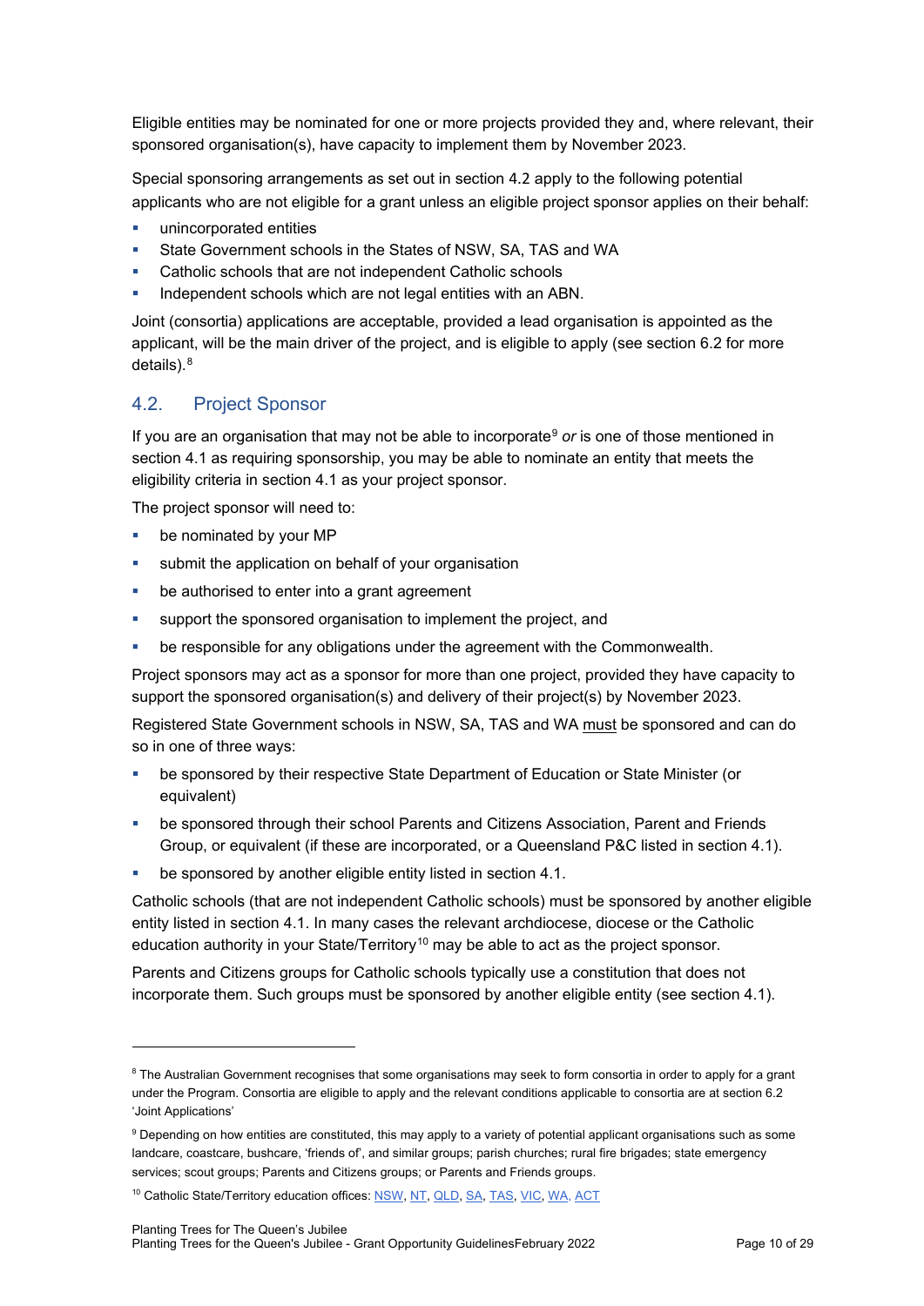Eligible entities may be nominated for one or more projects provided they and, where relevant, their sponsored organisation(s), have capacity to implement them by November 2023.

Special sponsoring arrangements as set out in section 4.2 apply to the following potential applicants who are not eligible for a grant unless an eligible project sponsor applies on their behalf:

- unincorporated entities
- State Government schools in the States of NSW, SA, TAS and WA
- Catholic schools that are not independent Catholic schools
- Independent schools which are not legal entities with an ABN.

Joint (consortia) applications are acceptable, provided a lead organisation is appointed as the applicant, will be the main driver of the project, and is eligible to apply (see section 6.2 for more details).[8]

## 4.2. Project Sponsor

If you are an organisation that may not be able to incorporate[9] *or* is one of those mentioned in section 4.1 as requiring sponsorship, you may be able to nominate an entity that meets the eligibility criteria in section 4.1 as your project sponsor.

The project sponsor will need to:

- be nominated by your MP
- submit the application on behalf of your organisation
- be authorised to enter into a grant agreement
- support the sponsored organisation to implement the project, and
- be responsible for any obligations under the agreement with the Commonwealth.

Project sponsors may act as a sponsor for more than one project, provided they have capacity to support the sponsored organisation(s) and delivery of their project(s) by November 2023.

Registered State Government schools in NSW, SA, TAS and WA <u>must</u> be sponsored and can do so in one of three ways:

- be sponsored by their respective State Department of Education or State Minister (or equivalent)
- be sponsored through their school Parents and Citizens Association, Parent and Friends Group, or equivalent (if these are incorporated, or a Queensland P&C listed in section 4.1).
- be sponsored by another eligible entity listed in section 4.1.

Catholic schools (that are not independent Catholic schools) must be sponsored by another eligible entity listed in section 4.1. In many cases the relevant archdiocese, diocese or the Catholic education authority in your State/Territory[10] may be able to act as the project sponsor.

Parents and Citizens groups for Catholic schools typically use a constitution that does not incorporate them. Such groups must be sponsored by another eligible entity (see section 4.1).

---

[8] The Australian Government recognises that some organisations may seek to form consortia in order to apply for a grant under the Program. Consortia are eligible to apply and the relevant conditions applicable to consortia are at section 6.2 'Joint Applications'

[9] Depending on how entities are constituted, this may apply to a variety of potential applicant organisations such as some landcare, coastcare, bushcare, 'friends of', and similar groups; parish churches; rural fire brigades; state emergency services; scout groups; Parents and Citizens groups; or Parents and Friends groups.

[10] Catholic State/Territory education offices: NSW, NT, QLD, SA, TAS, VIC, WA, ACT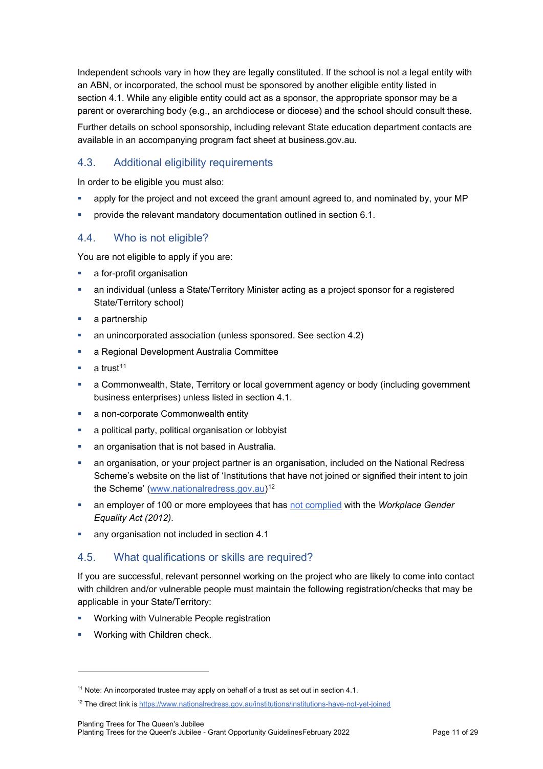Independent schools vary in how they are legally constituted. If the school is not a legal entity with an ABN, or incorporated, the school must be sponsored by another eligible entity listed in section 4.1. While any eligible entity could act as a sponsor, the appropriate sponsor may be a parent or overarching body (e.g., an archdiocese or diocese) and the school should consult these.

Further details on school sponsorship, including relevant State education department contacts are available in an accompanying program fact sheet at business.gov.au.

## 4.3. Additional eligibility requirements

In order to be eligible you must also:

- apply for the project and not exceed the grant amount agreed to, and nominated by, your MP
- provide the relevant mandatory documentation outlined in section 6.1.

## 4.4. Who is not eligible?

You are not eligible to apply if you are:

- a for-profit organisation
- an individual (unless a State/Territory Minister acting as a project sponsor for a registered State/Territory school)
- a partnership
- an unincorporated association (unless sponsored. See section 4.2)
- a Regional Development Australia Committee
- a trust[11]
- a Commonwealth, State, Territory or local government agency or body (including government business enterprises) unless listed in section 4.1.
- a non-corporate Commonwealth entity
- a political party, political organisation or lobbyist
- an organisation that is not based in Australia.
- an organisation, or your project partner is an organisation, included on the National Redress Scheme's website on the list of 'Institutions that have not joined or signified their intent to join the Scheme' (www.nationalredress.gov.au)[12]
- an employer of 100 or more employees that has not complied with the *Workplace Gender Equality Act (2012)*.
- any organisation not included in section 4.1

## 4.5. What qualifications or skills are required?

If you are successful, relevant personnel working on the project who are likely to come into contact with children and/or vulnerable people must maintain the following registration/checks that may be applicable in your State/Territory:

- Working with Vulnerable People registration
- Working with Children check.

---

[11] Note: An incorporated trustee may apply on behalf of a trust as set out in section 4.1.

[12] The direct link is https://www.nationalredress.gov.au/institutions/institutions-have-not-yet-joined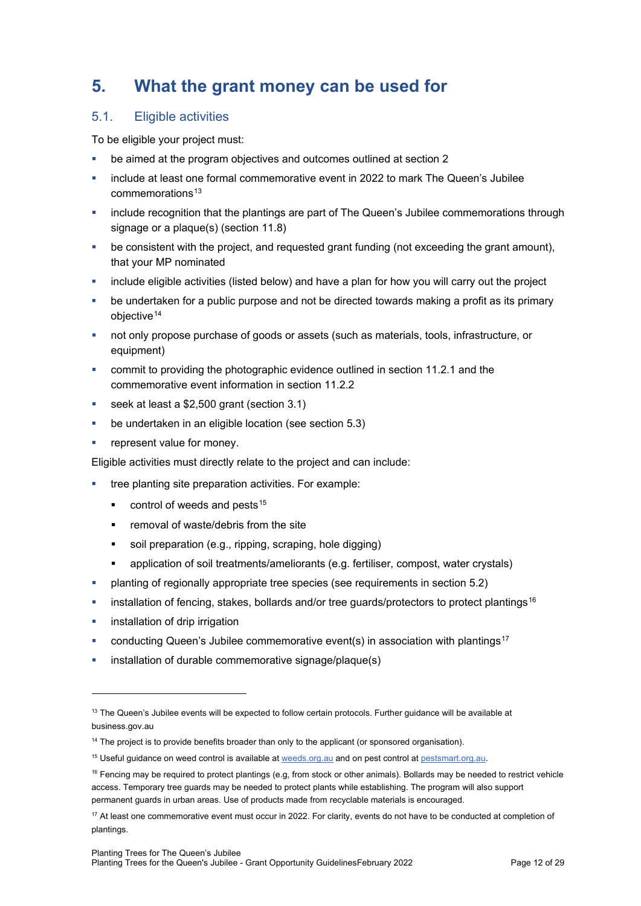# 5. What the grant money can be used for

## 5.1. Eligible activities

To be eligible your project must:

- be aimed at the program objectives and outcomes outlined at section 2
- include at least one formal commemorative event in 2022 to mark The Queen's Jubilee commemorations[13]
- include recognition that the plantings are part of The Queen's Jubilee commemorations through signage or a plaque(s) (section 11.8)
- be consistent with the project, and requested grant funding (not exceeding the grant amount), that your MP nominated
- include eligible activities (listed below) and have a plan for how you will carry out the project
- be undertaken for a public purpose and not be directed towards making a profit as its primary objective[14]
- not only propose purchase of goods or assets (such as materials, tools, infrastructure, or equipment)
- commit to providing the photographic evidence outlined in section 11.2.1 and the commemorative event information in section 11.2.2
- seek at least a $2,500 grant (section 3.1)
- be undertaken in an eligible location (see section 5.3)
- represent value for money.

Eligible activities must directly relate to the project and can include:

- tree planting site preparation activities. For example:
  - control of weeds and pests[15]
  - removal of waste/debris from the site
  - soil preparation (e.g., ripping, scraping, hole digging)
  - application of soil treatments/ameliorants (e.g. fertiliser, compost, water crystals)
- planting of regionally appropriate tree species (see requirements in section 5.2)
- installation of fencing, stakes, bollards and/or tree guards/protectors to protect plantings[16]
- installation of drip irrigation
- conducting Queen's Jubilee commemorative event(s) in association with plantings[17]
- installation of durable commemorative signage/plaque(s)

---

[13] The Queen's Jubilee events will be expected to follow certain protocols. Further guidance will be available at business.gov.au

[14] The project is to provide benefits broader than only to the applicant (or sponsored organisation).

[15] Useful guidance on weed control is available at [weeds.org.au](weeds.org.au) and on pest control at [pestsmart.org.au](pestsmart.org.au).

[16] Fencing may be required to protect plantings (e.g, from stock or other animals). Bollards may be needed to restrict vehicle access. Temporary tree guards may be needed to protect plants while establishing. The program will also support permanent guards in urban areas. Use of products made from recyclable materials is encouraged.

[17] At least one commemorative event must occur in 2022. For clarity, events do not have to be conducted at completion of plantings.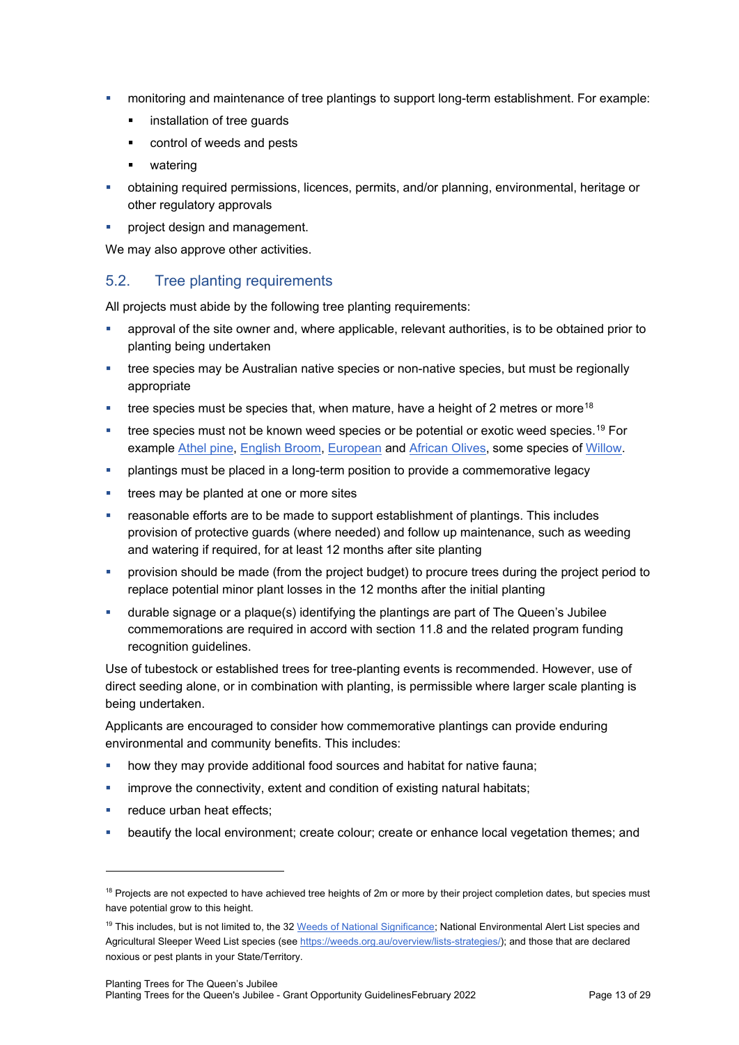- monitoring and maintenance of tree plantings to support long-term establishment. For example:
  - installation of tree guards
  - control of weeds and pests
  - watering
- obtaining required permissions, licences, permits, and/or planning, environmental, heritage or other regulatory approvals
- project design and management.

We may also approve other activities.

## 5.2. Tree planting requirements

All projects must abide by the following tree planting requirements:

- approval of the site owner and, where applicable, relevant authorities, is to be obtained prior to planting being undertaken
- tree species may be Australian native species or non-native species, but must be regionally appropriate
- tree species must be species that, when mature, have a height of 2 metres or more[18]
- tree species must not be known weed species or be potential or exotic weed species.[19] For example Athel pine, English Broom, European and African Olives, some species of Willow.
- plantings must be placed in a long-term position to provide a commemorative legacy
- trees may be planted at one or more sites
- reasonable efforts are to be made to support establishment of plantings. This includes provision of protective guards (where needed) and follow up maintenance, such as weeding and watering if required, for at least 12 months after site planting
- provision should be made (from the project budget) to procure trees during the project period to replace potential minor plant losses in the 12 months after the initial planting
- durable signage or a plaque(s) identifying the plantings are part of The Queen's Jubilee commemorations are required in accord with section 11.8 and the related program funding recognition guidelines.

Use of tubestock or established trees for tree-planting events is recommended. However, use of direct seeding alone, or in combination with planting, is permissible where larger scale planting is being undertaken.

Applicants are encouraged to consider how commemorative plantings can provide enduring environmental and community benefits. This includes:

- how they may provide additional food sources and habitat for native fauna;
- improve the connectivity, extent and condition of existing natural habitats;
- reduce urban heat effects;
- beautify the local environment; create colour; create or enhance local vegetation themes; and

---

[18] Projects are not expected to have achieved tree heights of 2m or more by their project completion dates, but species must have potential grow to this height.

[19] This includes, but is not limited to, the 32 Weeds of National Significance; National Environmental Alert List species and Agricultural Sleeper Weed List species (see https://weeds.org.au/overview/lists-strategies/); and those that are declared noxious or pest plants in your State/Territory.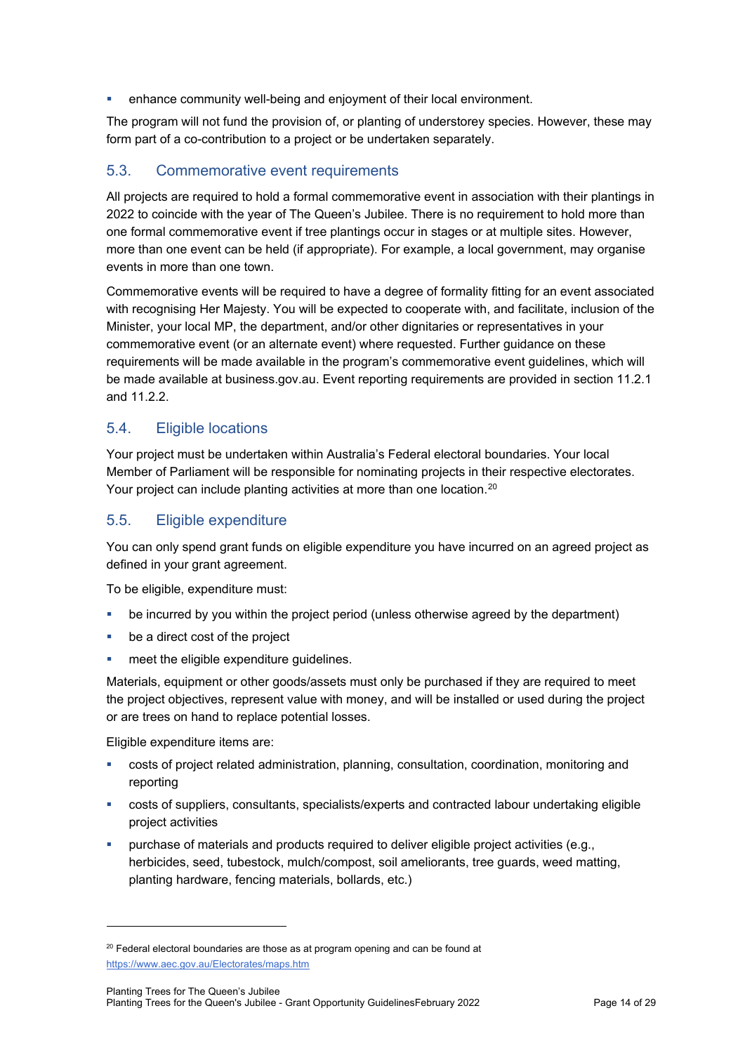- enhance community well-being and enjoyment of their local environment.

The program will not fund the provision of, or planting of understorey species. However, these may form part of a co-contribution to a project or be undertaken separately.

## 5.3. Commemorative event requirements

All projects are required to hold a formal commemorative event in association with their plantings in 2022 to coincide with the year of The Queen's Jubilee. There is no requirement to hold more than one formal commemorative event if tree plantings occur in stages or at multiple sites. However, more than one event can be held (if appropriate). For example, a local government, may organise events in more than one town.

Commemorative events will be required to have a degree of formality fitting for an event associated with recognising Her Majesty. You will be expected to cooperate with, and facilitate, inclusion of the Minister, your local MP, the department, and/or other dignitaries or representatives in your commemorative event (or an alternate event) where requested. Further guidance on these requirements will be made available in the program's commemorative event guidelines, which will be made available at business.gov.au. Event reporting requirements are provided in section 11.2.1 and 11.2.2.

## 5.4. Eligible locations

Your project must be undertaken within Australia's Federal electoral boundaries. Your local Member of Parliament will be responsible for nominating projects in their respective electorates. Your project can include planting activities at more than one location.[20]

## 5.5. Eligible expenditure

You can only spend grant funds on eligible expenditure you have incurred on an agreed project as defined in your grant agreement.

To be eligible, expenditure must:

- be incurred by you within the project period (unless otherwise agreed by the department)
- be a direct cost of the project
- meet the eligible expenditure guidelines.

Materials, equipment or other goods/assets must only be purchased if they are required to meet the project objectives, represent value with money, and will be installed or used during the project or are trees on hand to replace potential losses.

Eligible expenditure items are:

- costs of project related administration, planning, consultation, coordination, monitoring and reporting
- costs of suppliers, consultants, specialists/experts and contracted labour undertaking eligible project activities
- purchase of materials and products required to deliver eligible project activities (e.g., herbicides, seed, tubestock, mulch/compost, soil ameliorants, tree guards, weed matting, planting hardware, fencing materials, bollards, etc.)

---

[20] Federal electoral boundaries are those as at program opening and can be found at https://www.aec.gov.au/Electorates/maps.htm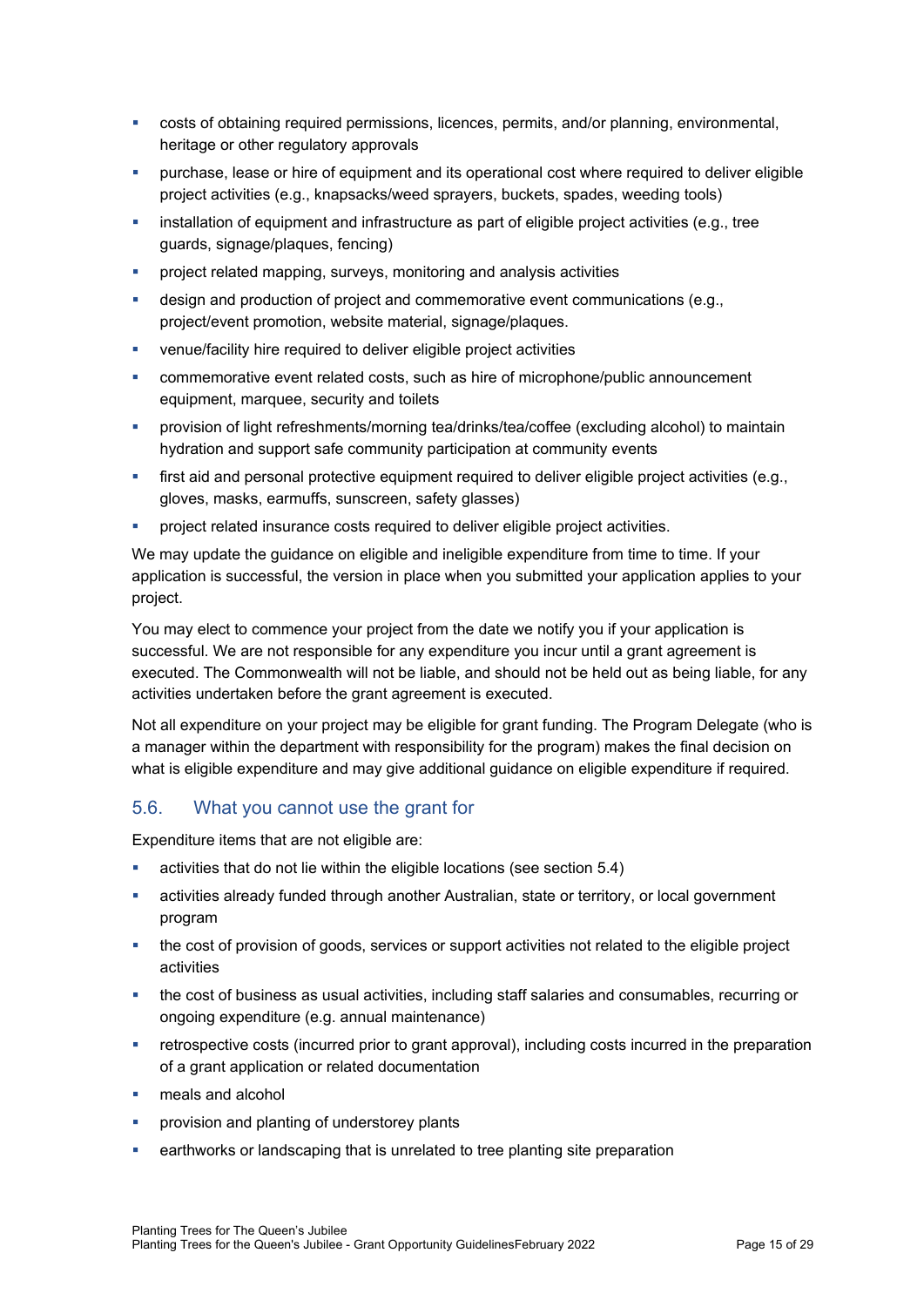- costs of obtaining required permissions, licences, permits, and/or planning, environmental, heritage or other regulatory approvals
- purchase, lease or hire of equipment and its operational cost where required to deliver eligible project activities (e.g., knapsacks/weed sprayers, buckets, spades, weeding tools)
- installation of equipment and infrastructure as part of eligible project activities (e.g., tree guards, signage/plaques, fencing)
- project related mapping, surveys, monitoring and analysis activities
- design and production of project and commemorative event communications (e.g., project/event promotion, website material, signage/plaques.
- venue/facility hire required to deliver eligible project activities
- commemorative event related costs, such as hire of microphone/public announcement equipment, marquee, security and toilets
- provision of light refreshments/morning tea/drinks/tea/coffee (excluding alcohol) to maintain hydration and support safe community participation at community events
- first aid and personal protective equipment required to deliver eligible project activities (e.g., gloves, masks, earmuffs, sunscreen, safety glasses)
- project related insurance costs required to deliver eligible project activities.

We may update the guidance on eligible and ineligible expenditure from time to time. If your application is successful, the version in place when you submitted your application applies to your project.

You may elect to commence your project from the date we notify you if your application is successful. We are not responsible for any expenditure you incur until a grant agreement is executed. The Commonwealth will not be liable, and should not be held out as being liable, for any activities undertaken before the grant agreement is executed.

Not all expenditure on your project may be eligible for grant funding. The Program Delegate (who is a manager within the department with responsibility for the program) makes the final decision on what is eligible expenditure and may give additional guidance on eligible expenditure if required.

## 5.6. What you cannot use the grant for

Expenditure items that are not eligible are:

- activities that do not lie within the eligible locations (see section 5.4)
- activities already funded through another Australian, state or territory, or local government program
- the cost of provision of goods, services or support activities not related to the eligible project activities
- the cost of business as usual activities, including staff salaries and consumables, recurring or ongoing expenditure (e.g. annual maintenance)
- retrospective costs (incurred prior to grant approval), including costs incurred in the preparation of a grant application or related documentation
- meals and alcohol
- provision and planting of understorey plants
- earthworks or landscaping that is unrelated to tree planting site preparation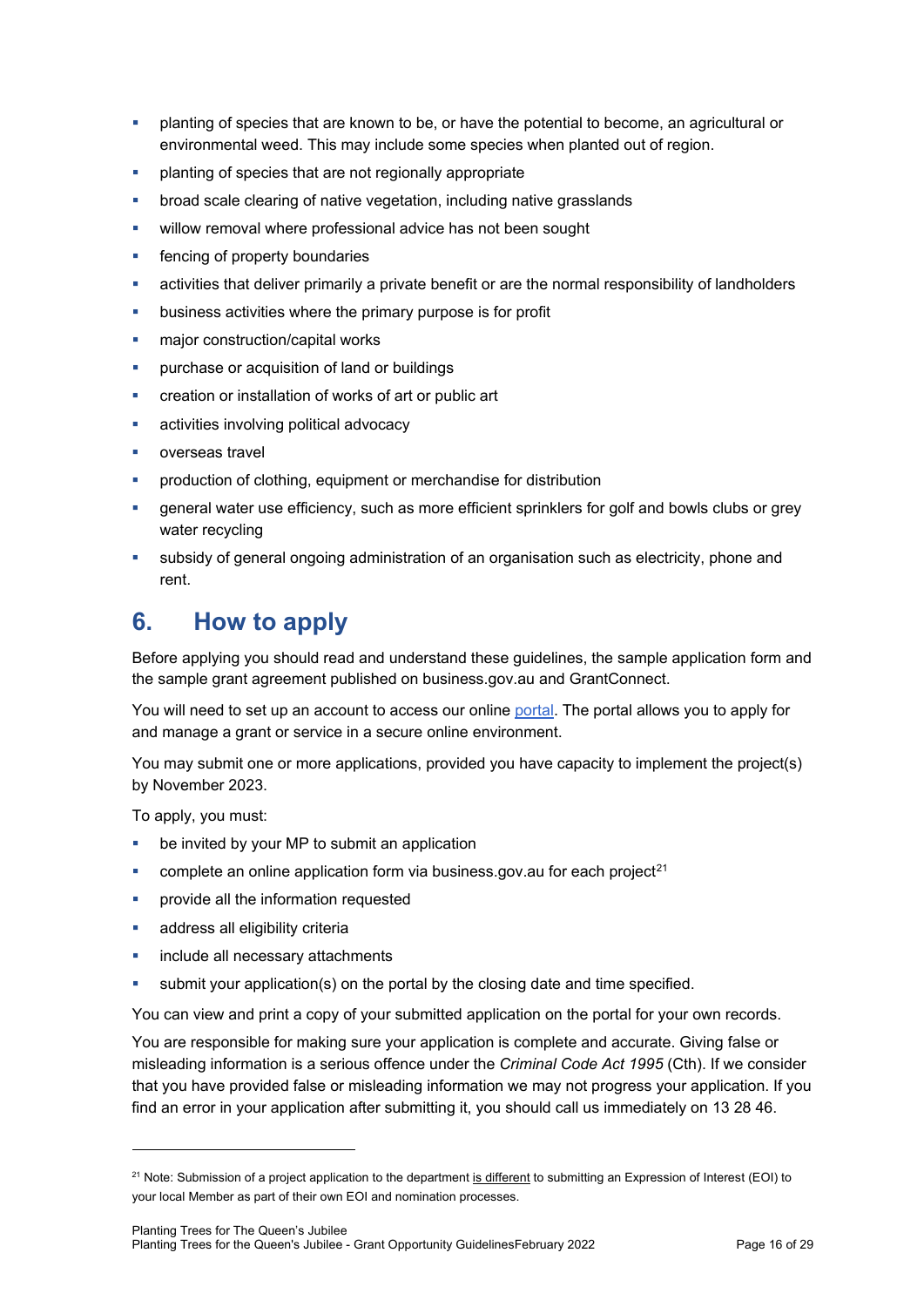- planting of species that are known to be, or have the potential to become, an agricultural or environmental weed. This may include some species when planted out of region.
- planting of species that are not regionally appropriate
- broad scale clearing of native vegetation, including native grasslands
- willow removal where professional advice has not been sought
- fencing of property boundaries
- activities that deliver primarily a private benefit or are the normal responsibility of landholders
- business activities where the primary purpose is for profit
- major construction/capital works
- purchase or acquisition of land or buildings
- creation or installation of works of art or public art
- activities involving political advocacy
- overseas travel
- production of clothing, equipment or merchandise for distribution
- general water use efficiency, such as more efficient sprinklers for golf and bowls clubs or grey water recycling
- subsidy of general ongoing administration of an organisation such as electricity, phone and rent.

# 6. How to apply

Before applying you should read and understand these guidelines, the sample application form and the sample grant agreement published on business.gov.au and GrantConnect.

You will need to set up an account to access our online portal. The portal allows you to apply for and manage a grant or service in a secure online environment.

You may submit one or more applications, provided you have capacity to implement the project(s) by November 2023.

To apply, you must:

- be invited by your MP to submit an application
- complete an online application form via business.gov.au for each project[21]
- provide all the information requested
- address all eligibility criteria
- include all necessary attachments
- submit your application(s) on the portal by the closing date and time specified.

You can view and print a copy of your submitted application on the portal for your own records.

You are responsible for making sure your application is complete and accurate. Giving false or misleading information is a serious offence under the *Criminal Code Act 1995* (Cth). If we consider that you have provided false or misleading information we may not progress your application. If you find an error in your application after submitting it, you should call us immediately on 13 28 46.

---

[21] Note: Submission of a project application to the department is different to submitting an Expression of Interest (EOI) to your local Member as part of their own EOI and nomination processes.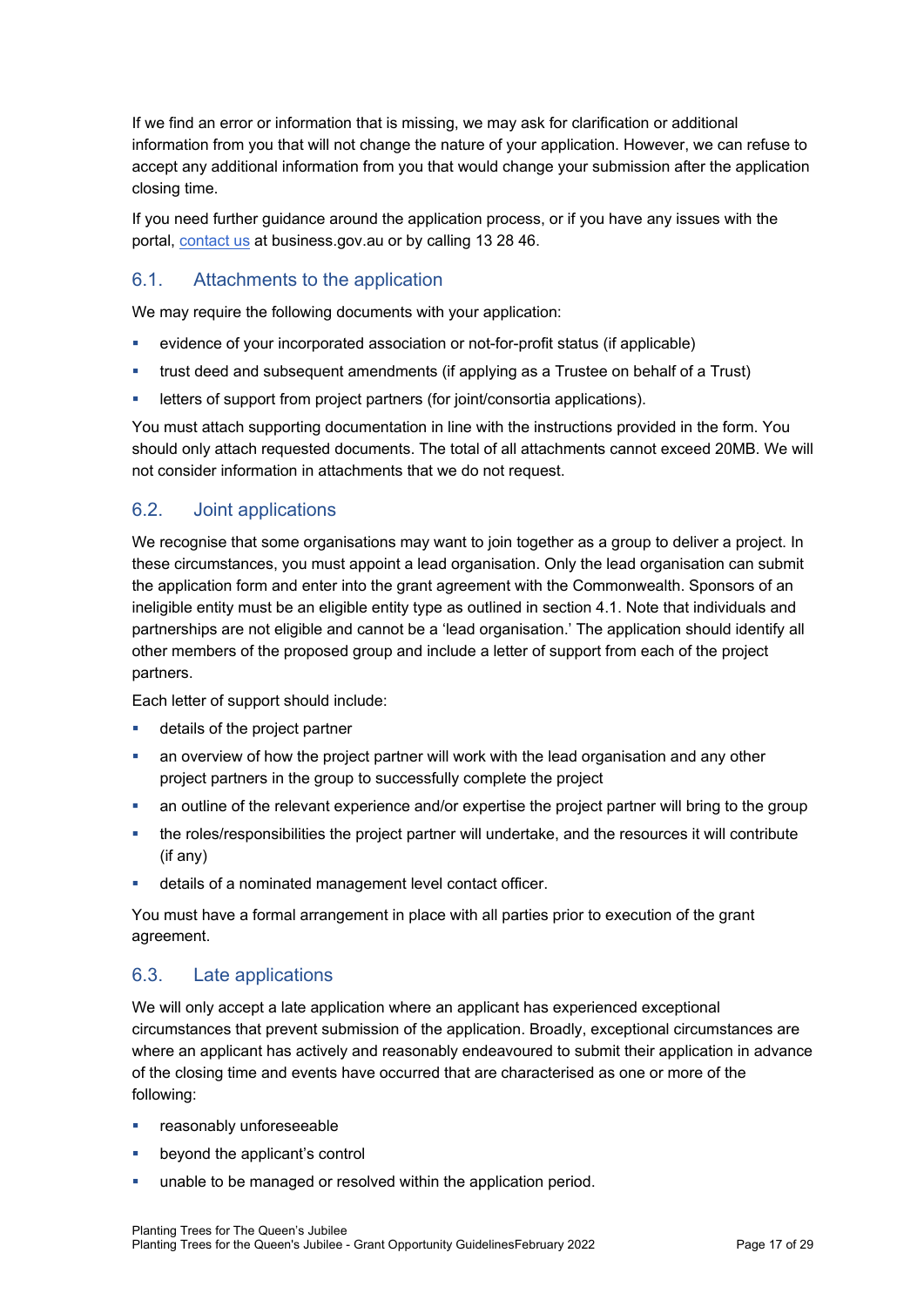If we find an error or information that is missing, we may ask for clarification or additional information from you that will not change the nature of your application. However, we can refuse to accept any additional information from you that would change your submission after the application closing time.

If you need further guidance around the application process, or if you have any issues with the portal, contact us at business.gov.au or by calling 13 28 46.

## 6.1. Attachments to the application

We may require the following documents with your application:

- evidence of your incorporated association or not-for-profit status (if applicable)
- trust deed and subsequent amendments (if applying as a Trustee on behalf of a Trust)
- letters of support from project partners (for joint/consortia applications).

You must attach supporting documentation in line with the instructions provided in the form. You should only attach requested documents. The total of all attachments cannot exceed 20MB. We will not consider information in attachments that we do not request.

## 6.2. Joint applications

We recognise that some organisations may want to join together as a group to deliver a project. In these circumstances, you must appoint a lead organisation. Only the lead organisation can submit the application form and enter into the grant agreement with the Commonwealth. Sponsors of an ineligible entity must be an eligible entity type as outlined in section 4.1. Note that individuals and partnerships are not eligible and cannot be a 'lead organisation.' The application should identify all other members of the proposed group and include a letter of support from each of the project partners.

Each letter of support should include:

- details of the project partner
- an overview of how the project partner will work with the lead organisation and any other project partners in the group to successfully complete the project
- an outline of the relevant experience and/or expertise the project partner will bring to the group
- the roles/responsibilities the project partner will undertake, and the resources it will contribute (if any)
- details of a nominated management level contact officer.

You must have a formal arrangement in place with all parties prior to execution of the grant agreement.

## 6.3. Late applications

We will only accept a late application where an applicant has experienced exceptional circumstances that prevent submission of the application. Broadly, exceptional circumstances are where an applicant has actively and reasonably endeavoured to submit their application in advance of the closing time and events have occurred that are characterised as one or more of the following:

- reasonably unforeseeable
- beyond the applicant's control
- unable to be managed or resolved within the application period.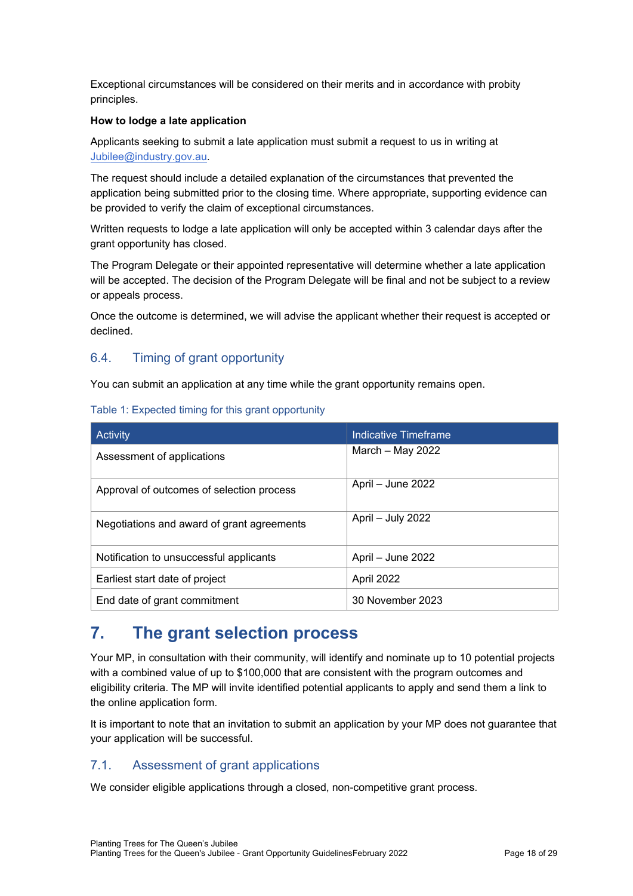Exceptional circumstances will be considered on their merits and in accordance with probity principles.

**How to lodge a late application**

Applicants seeking to submit a late application must submit a request to us in writing at Jubilee@industry.gov.au.

The request should include a detailed explanation of the circumstances that prevented the application being submitted prior to the closing time. Where appropriate, supporting evidence can be provided to verify the claim of exceptional circumstances.

Written requests to lodge a late application will only be accepted within 3 calendar days after the grant opportunity has closed.

The Program Delegate or their appointed representative will determine whether a late application will be accepted. The decision of the Program Delegate will be final and not be subject to a review or appeals process.

Once the outcome is determined, we will advise the applicant whether their request is accepted or declined.

### 6.4. Timing of grant opportunity

You can submit an application at any time while the grant opportunity remains open.

Table 1: Expected timing for this grant opportunity

| Activity | Indicative Timeframe |
| --- | --- |
| Assessment of applications | March – May 2022 |
| Approval of outcomes of selection process | April – June 2022 |
| Negotiations and award of grant agreements | April – July 2022 |
| Notification to unsuccessful applicants | April – June 2022 |
| Earliest start date of project | April 2022 |
| End date of grant commitment | 30 November 2023 |

## 7. The grant selection process

Your MP, in consultation with their community, will identify and nominate up to 10 potential projects with a combined value of up to $100,000 that are consistent with the program outcomes and eligibility criteria. The MP will invite identified potential applicants to apply and send them a link to the online application form.

It is important to note that an invitation to submit an application by your MP does not guarantee that your application will be successful.

### 7.1. Assessment of grant applications

We consider eligible applications through a closed, non-competitive grant process.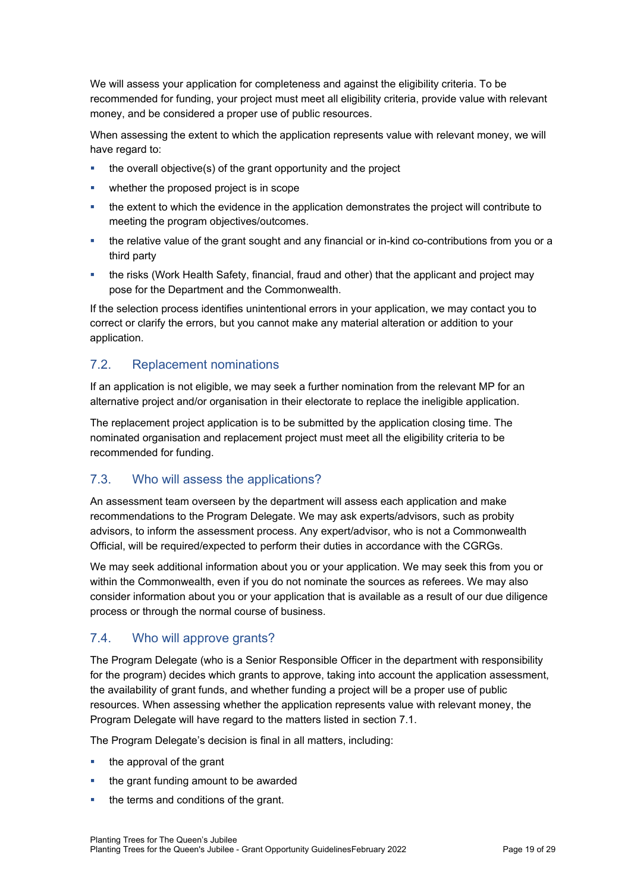We will assess your application for completeness and against the eligibility criteria. To be recommended for funding, your project must meet all eligibility criteria, provide value with relevant money, and be considered a proper use of public resources.

When assessing the extent to which the application represents value with relevant money, we will have regard to:

- the overall objective(s) of the grant opportunity and the project
- whether the proposed project is in scope
- the extent to which the evidence in the application demonstrates the project will contribute to meeting the program objectives/outcomes.
- the relative value of the grant sought and any financial or in-kind co-contributions from you or a third party
- the risks (Work Health Safety, financial, fraud and other) that the applicant and project may pose for the Department and the Commonwealth.

If the selection process identifies unintentional errors in your application, we may contact you to correct or clarify the errors, but you cannot make any material alteration or addition to your application.

## 7.2. Replacement nominations

If an application is not eligible, we may seek a further nomination from the relevant MP for an alternative project and/or organisation in their electorate to replace the ineligible application.

The replacement project application is to be submitted by the application closing time. The nominated organisation and replacement project must meet all the eligibility criteria to be recommended for funding.

## 7.3. Who will assess the applications?

An assessment team overseen by the department will assess each application and make recommendations to the Program Delegate. We may ask experts/advisors, such as probity advisors, to inform the assessment process. Any expert/advisor, who is not a Commonwealth Official, will be required/expected to perform their duties in accordance with the CGRGs.

We may seek additional information about you or your application. We may seek this from you or within the Commonwealth, even if you do not nominate the sources as referees. We may also consider information about you or your application that is available as a result of our due diligence process or through the normal course of business.

## 7.4. Who will approve grants?

The Program Delegate (who is a Senior Responsible Officer in the department with responsibility for the program) decides which grants to approve, taking into account the application assessment, the availability of grant funds, and whether funding a project will be a proper use of public resources. When assessing whether the application represents value with relevant money, the Program Delegate will have regard to the matters listed in section 7.1.

The Program Delegate's decision is final in all matters, including:

- the approval of the grant
- the grant funding amount to be awarded
- the terms and conditions of the grant.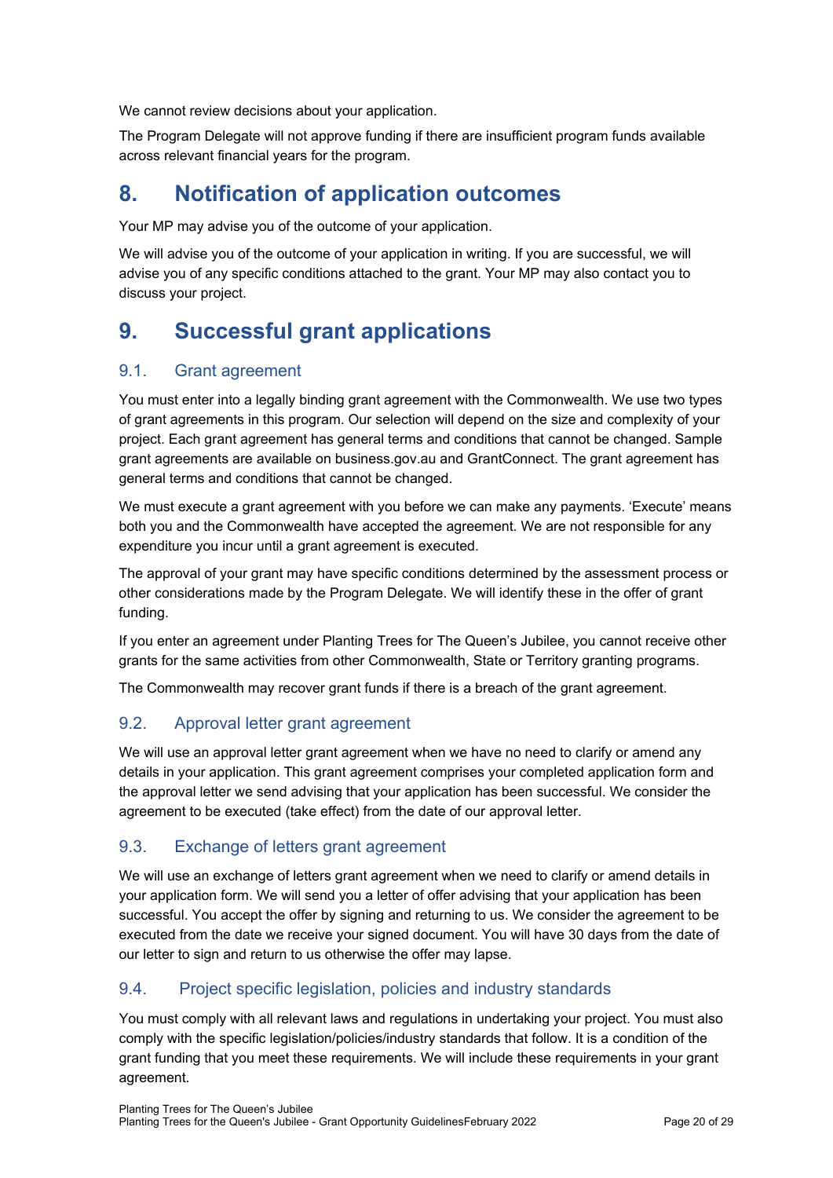We cannot review decisions about your application.

The Program Delegate will not approve funding if there are insufficient program funds available across relevant financial years for the program.

# 8. Notification of application outcomes

Your MP may advise you of the outcome of your application.

We will advise you of the outcome of your application in writing. If you are successful, we will advise you of any specific conditions attached to the grant. Your MP may also contact you to discuss your project.

# 9. Successful grant applications

## 9.1. Grant agreement

You must enter into a legally binding grant agreement with the Commonwealth. We use two types of grant agreements in this program. Our selection will depend on the size and complexity of your project. Each grant agreement has general terms and conditions that cannot be changed. Sample grant agreements are available on business.gov.au and GrantConnect. The grant agreement has general terms and conditions that cannot be changed.

We must execute a grant agreement with you before we can make any payments. 'Execute' means both you and the Commonwealth have accepted the agreement. We are not responsible for any expenditure you incur until a grant agreement is executed.

The approval of your grant may have specific conditions determined by the assessment process or other considerations made by the Program Delegate. We will identify these in the offer of grant funding.

If you enter an agreement under Planting Trees for The Queen's Jubilee, you cannot receive other grants for the same activities from other Commonwealth, State or Territory granting programs.

The Commonwealth may recover grant funds if there is a breach of the grant agreement.

## 9.2. Approval letter grant agreement

We will use an approval letter grant agreement when we have no need to clarify or amend any details in your application. This grant agreement comprises your completed application form and the approval letter we send advising that your application has been successful. We consider the agreement to be executed (take effect) from the date of our approval letter.

## 9.3. Exchange of letters grant agreement

We will use an exchange of letters grant agreement when we need to clarify or amend details in your application form. We will send you a letter of offer advising that your application has been successful. You accept the offer by signing and returning to us. We consider the agreement to be executed from the date we receive your signed document. You will have 30 days from the date of our letter to sign and return to us otherwise the offer may lapse.

## 9.4. Project specific legislation, policies and industry standards

You must comply with all relevant laws and regulations in undertaking your project. You must also comply with the specific legislation/policies/industry standards that follow. It is a condition of the grant funding that you meet these requirements. We will include these requirements in your grant agreement.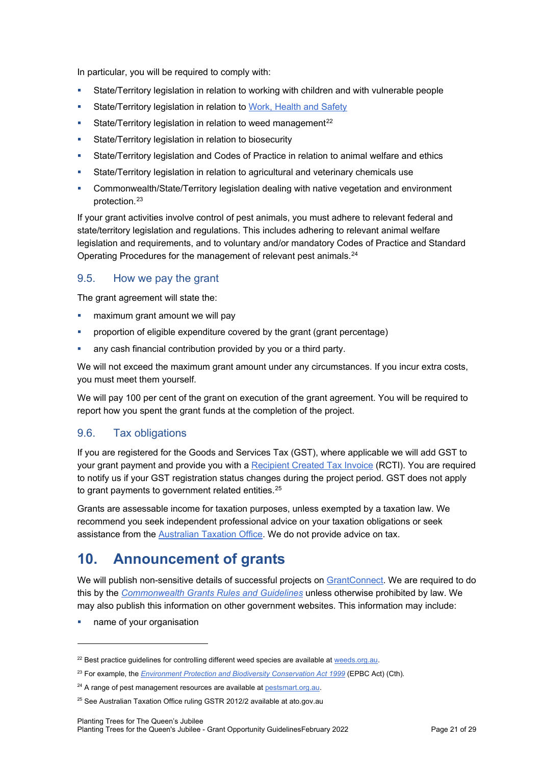In particular, you will be required to comply with:

- State/Territory legislation in relation to working with children and with vulnerable people
- State/Territory legislation in relation to Work, Health and Safety
- State/Territory legislation in relation to weed management[22]
- State/Territory legislation in relation to biosecurity
- State/Territory legislation and Codes of Practice in relation to animal welfare and ethics
- State/Territory legislation in relation to agricultural and veterinary chemicals use
- Commonwealth/State/Territory legislation dealing with native vegetation and environment protection.[23]

If your grant activities involve control of pest animals, you must adhere to relevant federal and state/territory legislation and regulations. This includes adhering to relevant animal welfare legislation and requirements, and to voluntary and/or mandatory Codes of Practice and Standard Operating Procedures for the management of relevant pest animals.[24]

### 9.5. How we pay the grant

The grant agreement will state the:

- maximum grant amount we will pay
- proportion of eligible expenditure covered by the grant (grant percentage)
- any cash financial contribution provided by you or a third party.

We will not exceed the maximum grant amount under any circumstances. If you incur extra costs, you must meet them yourself.

We will pay 100 per cent of the grant on execution of the grant agreement. You will be required to report how you spent the grant funds at the completion of the project.

### 9.6. Tax obligations

If you are registered for the Goods and Services Tax (GST), where applicable we will add GST to your grant payment and provide you with a Recipient Created Tax Invoice (RCTI). You are required to notify us if your GST registration status changes during the project period. GST does not apply to grant payments to government related entities.[25]

Grants are assessable income for taxation purposes, unless exempted by a taxation law. We recommend you seek independent professional advice on your taxation obligations or seek assistance from the Australian Taxation Office. We do not provide advice on tax.

## 10. Announcement of grants

We will publish non-sensitive details of successful projects on GrantConnect. We are required to do this by the *Commonwealth Grants Rules and Guidelines* unless otherwise prohibited by law. We may also publish this information on other government websites. This information may include:

- name of your organisation

---

[22] Best practice guidelines for controlling different weed species are available at weeds.org.au.

[23] For example, the *Environment Protection and Biodiversity Conservation Act 1999* (EPBC Act) (Cth).

[24] A range of pest management resources are available at pestsmart.org.au.

[25] See Australian Taxation Office ruling GSTR 2012/2 available at ato.gov.au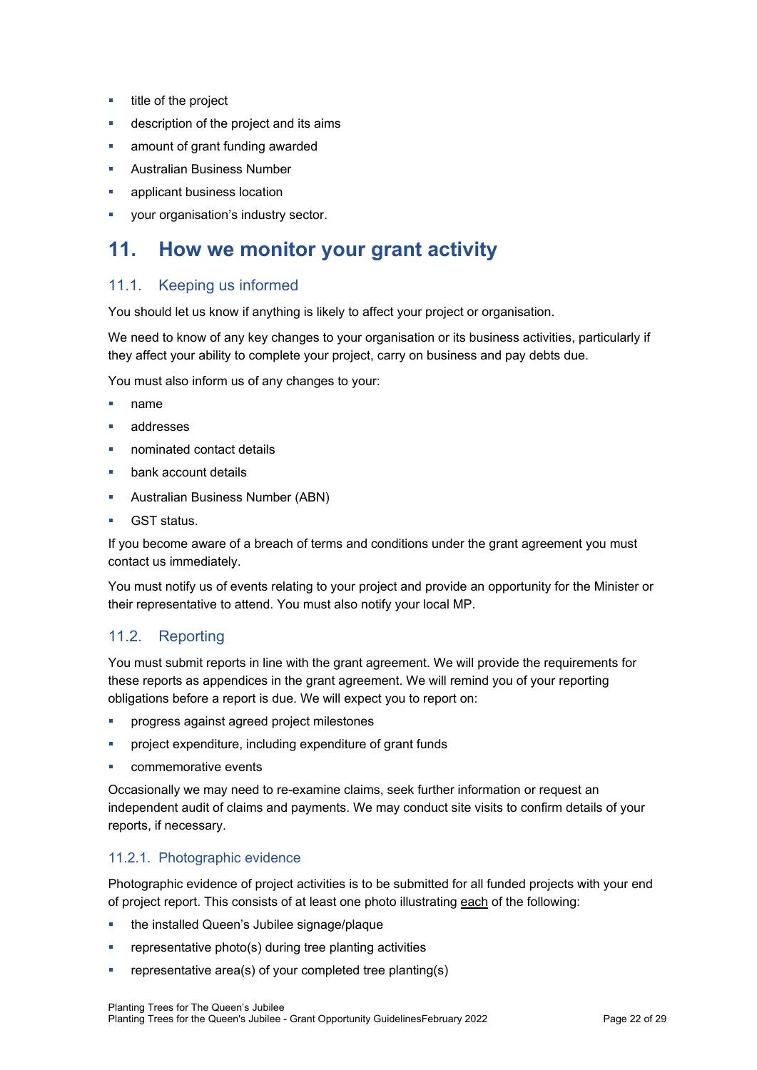- title of the project
- description of the project and its aims
- amount of grant funding awarded
- Australian Business Number
- applicant business location
- your organisation's industry sector.

# 11. How we monitor your grant activity

## 11.1. Keeping us informed

You should let us know if anything is likely to affect your project or organisation.

We need to know of any key changes to your organisation or its business activities, particularly if they affect your ability to complete your project, carry on business and pay debts due.

You must also inform us of any changes to your:

- name
- addresses
- nominated contact details
- bank account details
- Australian Business Number (ABN)
- GST status.

If you become aware of a breach of terms and conditions under the grant agreement you must contact us immediately.

You must notify us of events relating to your project and provide an opportunity for the Minister or their representative to attend. You must also notify your local MP.

## 11.2. Reporting

You must submit reports in line with the grant agreement. We will provide the requirements for these reports as appendices in the grant agreement. We will remind you of your reporting obligations before a report is due. We will expect you to report on:

- progress against agreed project milestones
- project expenditure, including expenditure of grant funds
- commemorative events

Occasionally we may need to re-examine claims, seek further information or request an independent audit of claims and payments. We may conduct site visits to confirm details of your reports, if necessary.

### 11.2.1. Photographic evidence

Photographic evidence of project activities is to be submitted for all funded projects with your end of project report. This consists of at least one photo illustrating <u>each</u> of the following:

- the installed Queen's Jubilee signage/plaque
- representative photo(s) during tree planting activities
- representative area(s) of your completed tree planting(s)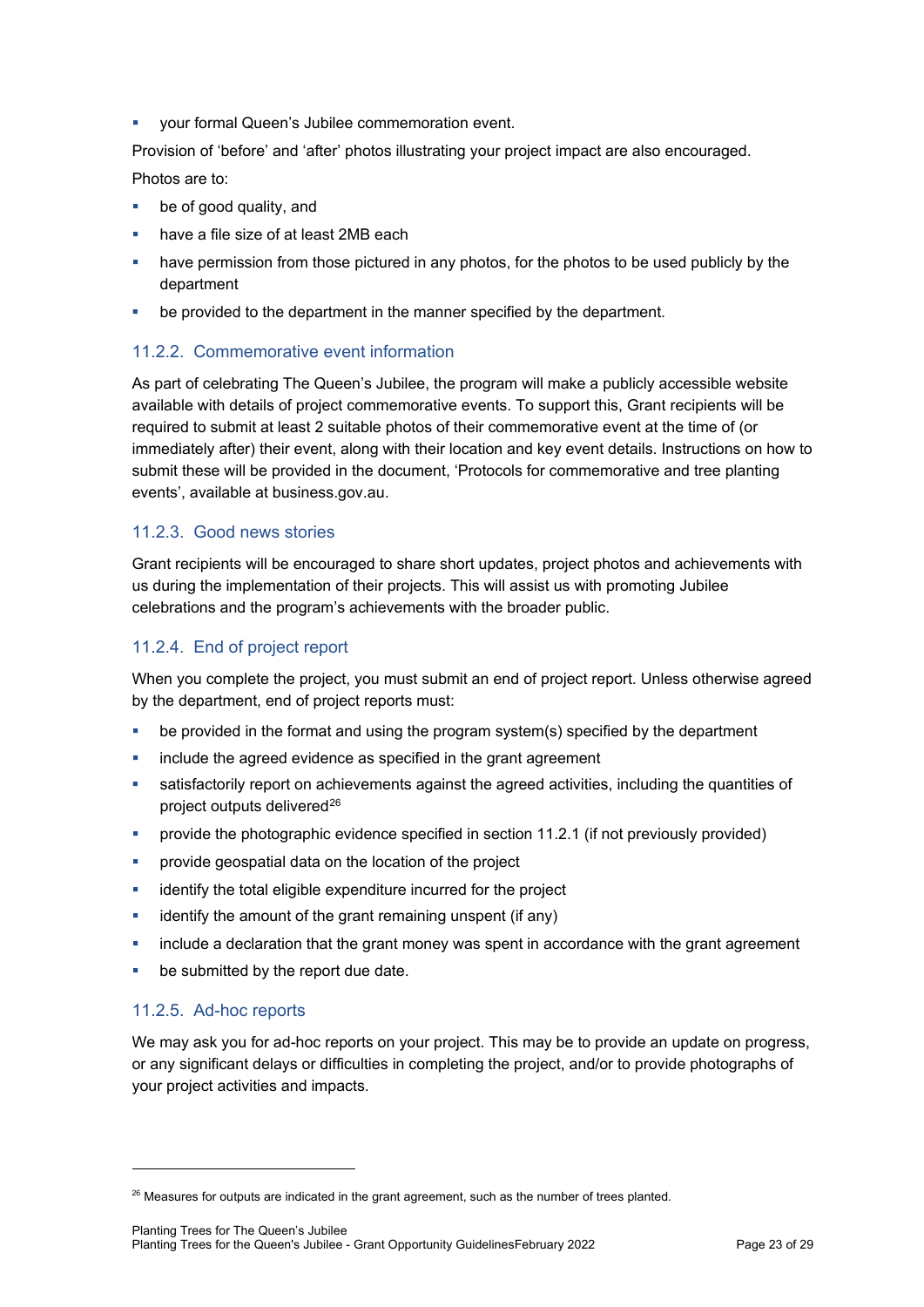- your formal Queen's Jubilee commemoration event.

Provision of 'before' and 'after' photos illustrating your project impact are also encouraged.

Photos are to:

- be of good quality, and
- have a file size of at least 2MB each
- have permission from those pictured in any photos, for the photos to be used publicly by the department
- be provided to the department in the manner specified by the department.

### 11.2.2. Commemorative event information

As part of celebrating The Queen's Jubilee, the program will make a publicly accessible website available with details of project commemorative events. To support this, Grant recipients will be required to submit at least 2 suitable photos of their commemorative event at the time of (or immediately after) their event, along with their location and key event details. Instructions on how to submit these will be provided in the document, 'Protocols for commemorative and tree planting events', available at business.gov.au.

### 11.2.3. Good news stories

Grant recipients will be encouraged to share short updates, project photos and achievements with us during the implementation of their projects. This will assist us with promoting Jubilee celebrations and the program's achievements with the broader public.

### 11.2.4. End of project report

When you complete the project, you must submit an end of project report. Unless otherwise agreed by the department, end of project reports must:

- be provided in the format and using the program system(s) specified by the department
- include the agreed evidence as specified in the grant agreement
- satisfactorily report on achievements against the agreed activities, including the quantities of project outputs delivered[26]
- provide the photographic evidence specified in section 11.2.1 (if not previously provided)
- provide geospatial data on the location of the project
- identify the total eligible expenditure incurred for the project
- identify the amount of the grant remaining unspent (if any)
- include a declaration that the grant money was spent in accordance with the grant agreement
- be submitted by the report due date.

### 11.2.5. Ad-hoc reports

We may ask you for ad-hoc reports on your project. This may be to provide an update on progress, or any significant delays or difficulties in completing the project, and/or to provide photographs of your project activities and impacts.

---

[26] Measures for outputs are indicated in the grant agreement, such as the number of trees planted.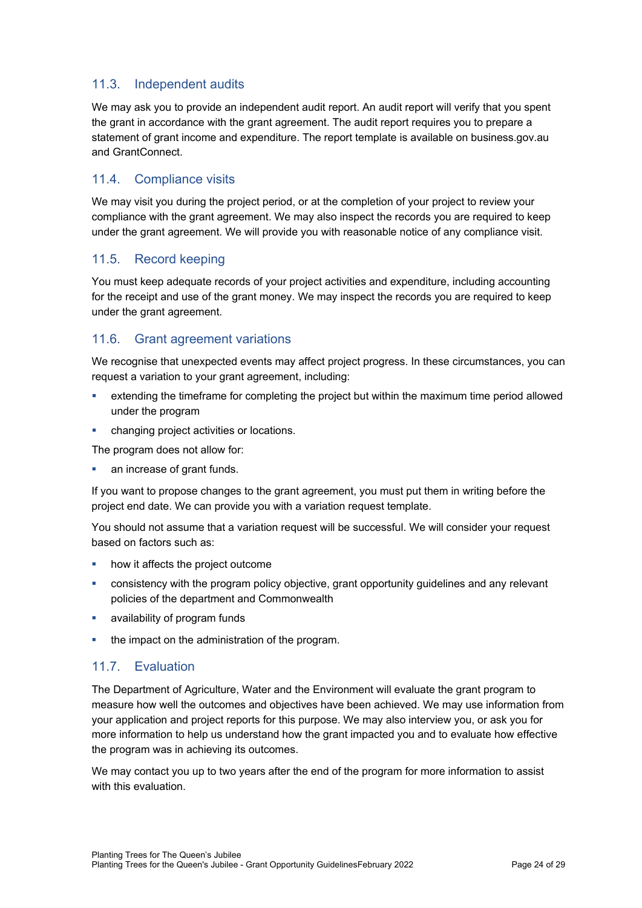### 11.3. Independent audits

We may ask you to provide an independent audit report. An audit report will verify that you spent the grant in accordance with the grant agreement. The audit report requires you to prepare a statement of grant income and expenditure. The report template is available on business.gov.au and GrantConnect.

### 11.4. Compliance visits

We may visit you during the project period, or at the completion of your project to review your compliance with the grant agreement. We may also inspect the records you are required to keep under the grant agreement. We will provide you with reasonable notice of any compliance visit.

### 11.5. Record keeping

You must keep adequate records of your project activities and expenditure, including accounting for the receipt and use of the grant money. We may inspect the records you are required to keep under the grant agreement.

### 11.6. Grant agreement variations

We recognise that unexpected events may affect project progress. In these circumstances, you can request a variation to your grant agreement, including:

- extending the timeframe for completing the project but within the maximum time period allowed under the program
- changing project activities or locations.

The program does not allow for:

- an increase of grant funds.

If you want to propose changes to the grant agreement, you must put them in writing before the project end date. We can provide you with a variation request template.

You should not assume that a variation request will be successful. We will consider your request based on factors such as:

- how it affects the project outcome
- consistency with the program policy objective, grant opportunity guidelines and any relevant policies of the department and Commonwealth
- availability of program funds
- the impact on the administration of the program.

### 11.7. Evaluation

The Department of Agriculture, Water and the Environment will evaluate the grant program to measure how well the outcomes and objectives have been achieved. We may use information from your application and project reports for this purpose. We may also interview you, or ask you for more information to help us understand how the grant impacted you and to evaluate how effective the program was in achieving its outcomes.

We may contact you up to two years after the end of the program for more information to assist with this evaluation.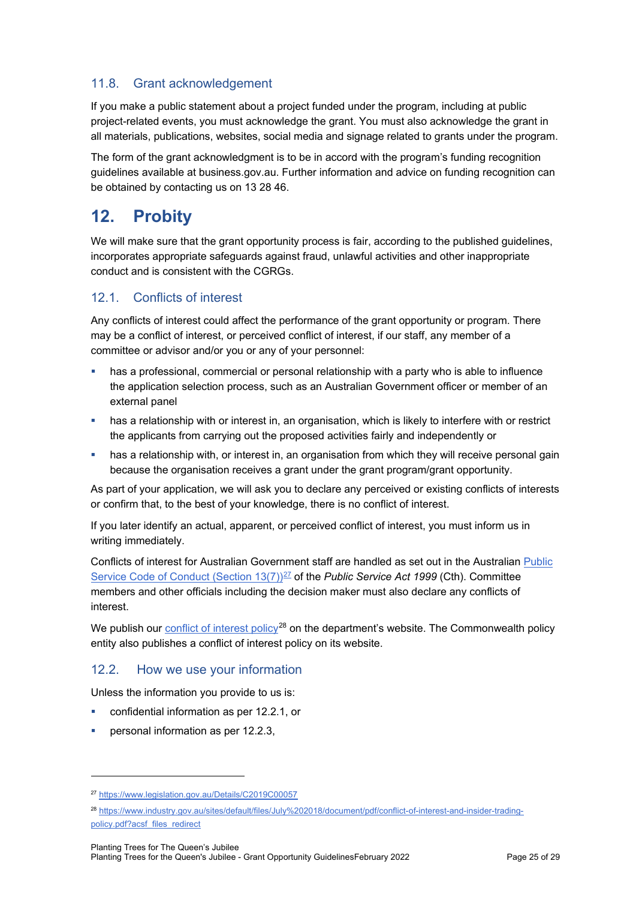### 11.8. Grant acknowledgement

If you make a public statement about a project funded under the program, including at public project-related events, you must acknowledge the grant. You must also acknowledge the grant in all materials, publications, websites, social media and signage related to grants under the program.

The form of the grant acknowledgment is to be in accord with the program's funding recognition guidelines available at business.gov.au. Further information and advice on funding recognition can be obtained by contacting us on 13 28 46.

## 12. Probity

We will make sure that the grant opportunity process is fair, according to the published guidelines, incorporates appropriate safeguards against fraud, unlawful activities and other inappropriate conduct and is consistent with the CGRGs.

### 12.1. Conflicts of interest

Any conflicts of interest could affect the performance of the grant opportunity or program. There may be a conflict of interest, or perceived conflict of interest, if our staff, any member of a committee or advisor and/or you or any of your personnel:

- has a professional, commercial or personal relationship with a party who is able to influence the application selection process, such as an Australian Government officer or member of an external panel
- has a relationship with or interest in, an organisation, which is likely to interfere with or restrict the applicants from carrying out the proposed activities fairly and independently or
- has a relationship with, or interest in, an organisation from which they will receive personal gain because the organisation receives a grant under the grant program/grant opportunity.

As part of your application, we will ask you to declare any perceived or existing conflicts of interests or confirm that, to the best of your knowledge, there is no conflict of interest.

If you later identify an actual, apparent, or perceived conflict of interest, you must inform us in writing immediately.

Conflicts of interest for Australian Government staff are handled as set out in the Australian Public Service Code of Conduct (Section 13(7))[27] of the *Public Service Act 1999* (Cth). Committee members and other officials including the decision maker must also declare any conflicts of interest.

We publish our conflict of interest policy[28] on the department's website. The Commonwealth policy entity also publishes a conflict of interest policy on its website.

### 12.2. How we use your information

Unless the information you provide to us is:

- confidential information as per 12.2.1, or
- personal information as per 12.2.3,

---

[27] https://www.legislation.gov.au/Details/C2019C00057

[28] https://www.industry.gov.au/sites/default/files/July%202018/document/pdf/conflict-of-interest-and-insider-trading-policy.pdf?acsf_files_redirect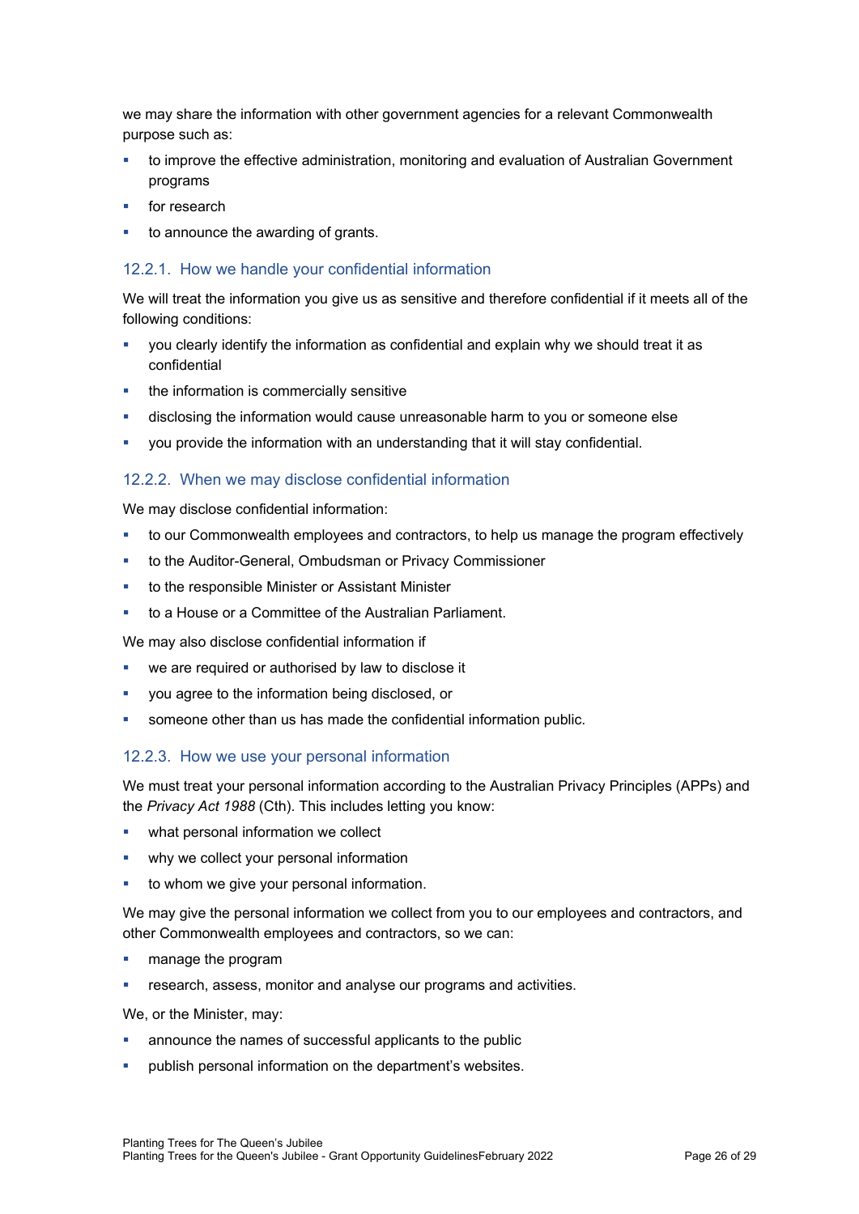we may share the information with other government agencies for a relevant Commonwealth purpose such as:

- to improve the effective administration, monitoring and evaluation of Australian Government programs
- for research
- to announce the awarding of grants.

### 12.2.1. How we handle your confidential information

We will treat the information you give us as sensitive and therefore confidential if it meets all of the following conditions:

- you clearly identify the information as confidential and explain why we should treat it as confidential
- the information is commercially sensitive
- disclosing the information would cause unreasonable harm to you or someone else
- you provide the information with an understanding that it will stay confidential.

### 12.2.2. When we may disclose confidential information

We may disclose confidential information:

- to our Commonwealth employees and contractors, to help us manage the program effectively
- to the Auditor-General, Ombudsman or Privacy Commissioner
- to the responsible Minister or Assistant Minister
- to a House or a Committee of the Australian Parliament.

We may also disclose confidential information if

- we are required or authorised by law to disclose it
- you agree to the information being disclosed, or
- someone other than us has made the confidential information public.

### 12.2.3. How we use your personal information

We must treat your personal information according to the Australian Privacy Principles (APPs) and the *Privacy Act 1988* (Cth). This includes letting you know:

- what personal information we collect
- why we collect your personal information
- to whom we give your personal information.

We may give the personal information we collect from you to our employees and contractors, and other Commonwealth employees and contractors, so we can:

- manage the program
- research, assess, monitor and analyse our programs and activities.

We, or the Minister, may:

- announce the names of successful applicants to the public
- publish personal information on the department's websites.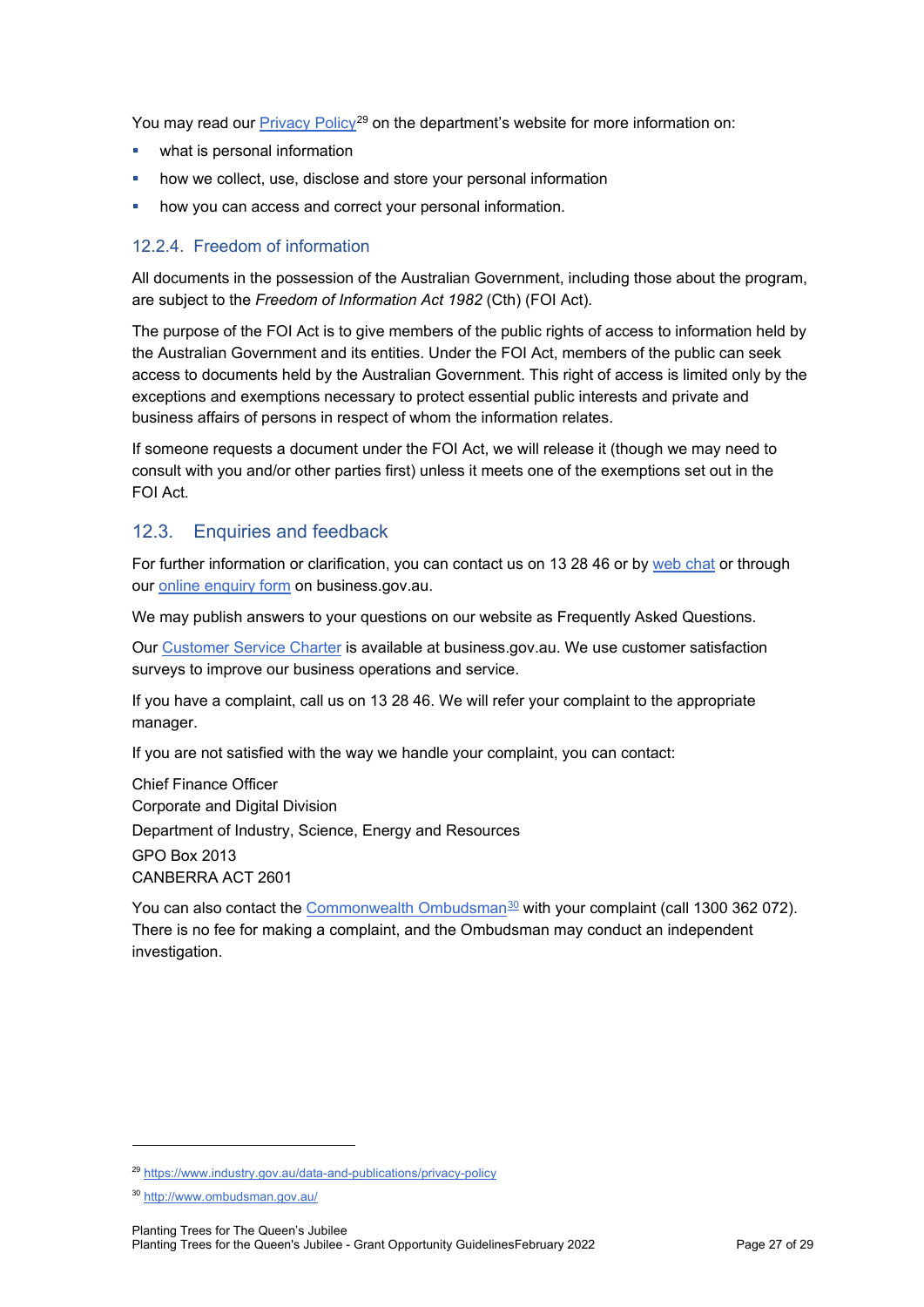You may read our Privacy Policy[29] on the department's website for more information on:

- what is personal information
- how we collect, use, disclose and store your personal information
- how you can access and correct your personal information.

### 12.2.4. Freedom of information

All documents in the possession of the Australian Government, including those about the program, are subject to the *Freedom of Information Act 1982* (Cth) (FOI Act).

The purpose of the FOI Act is to give members of the public rights of access to information held by the Australian Government and its entities. Under the FOI Act, members of the public can seek access to documents held by the Australian Government. This right of access is limited only by the exceptions and exemptions necessary to protect essential public interests and private and business affairs of persons in respect of whom the information relates.

If someone requests a document under the FOI Act, we will release it (though we may need to consult with you and/or other parties first) unless it meets one of the exemptions set out in the FOI Act.

## 12.3. Enquiries and feedback

For further information or clarification, you can contact us on 13 28 46 or by web chat or through our online enquiry form on business.gov.au.

We may publish answers to your questions on our website as Frequently Asked Questions.

Our Customer Service Charter is available at business.gov.au. We use customer satisfaction surveys to improve our business operations and service.

If you have a complaint, call us on 13 28 46. We will refer your complaint to the appropriate manager.

If you are not satisfied with the way we handle your complaint, you can contact:

Chief Finance Officer  
Corporate and Digital Division  
Department of Industry, Science, Energy and Resources  
GPO Box 2013  
CANBERRA ACT 2601

You can also contact the Commonwealth Ombudsman[30] with your complaint (call 1300 362 072). There is no fee for making a complaint, and the Ombudsman may conduct an independent investigation.

---

[29] https://www.industry.gov.au/data-and-publications/privacy-policy

[30] http://www.ombudsman.gov.au/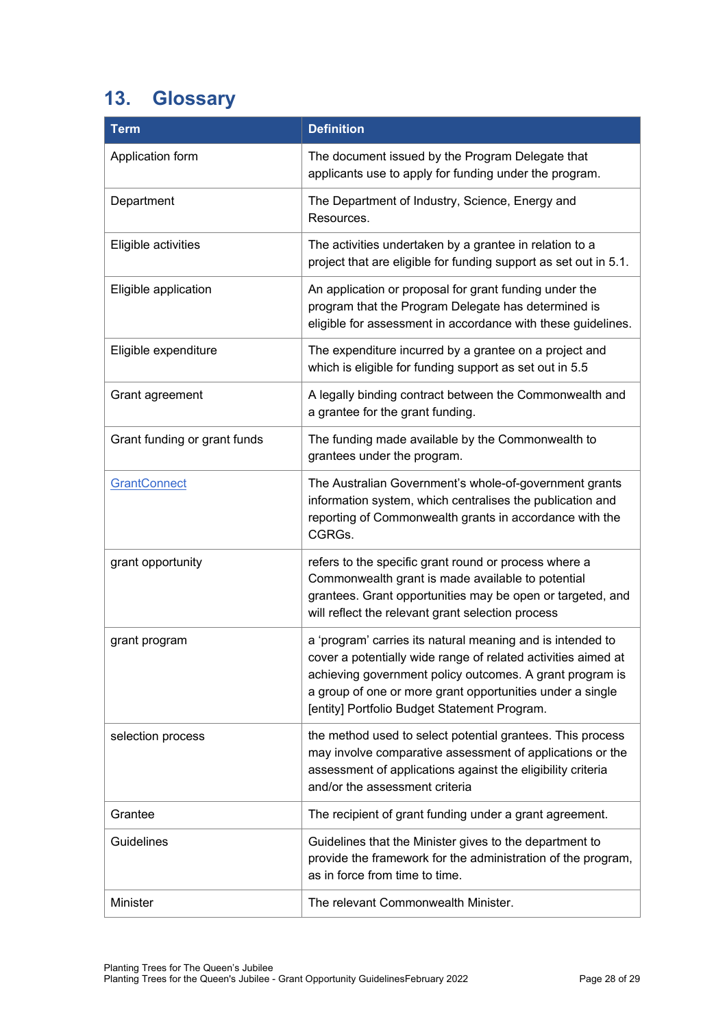## 13. Glossary

| Term | Definition |
|---|---|
| Application form | The document issued by the Program Delegate that applicants use to apply for funding under the program. |
| Department | The Department of Industry, Science, Energy and Resources. |
| Eligible activities | The activities undertaken by a grantee in relation to a project that are eligible for funding support as set out in 5.1. |
| Eligible application | An application or proposal for grant funding under the program that the Program Delegate has determined is eligible for assessment in accordance with these guidelines. |
| Eligible expenditure | The expenditure incurred by a grantee on a project and which is eligible for funding support as set out in 5.5 |
| Grant agreement | A legally binding contract between the Commonwealth and a grantee for the grant funding. |
| Grant funding or grant funds | The funding made available by the Commonwealth to grantees under the program. |
| GrantConnect | The Australian Government's whole-of-government grants information system, which centralises the publication and reporting of Commonwealth grants in accordance with the CGRGs. |
| grant opportunity | refers to the specific grant round or process where a Commonwealth grant is made available to potential grantees. Grant opportunities may be open or targeted, and will reflect the relevant grant selection process |
| grant program | a 'program' carries its natural meaning and is intended to cover a potentially wide range of related activities aimed at achieving government policy outcomes. A grant program is a group of one or more grant opportunities under a single [entity] Portfolio Budget Statement Program. |
| selection process | the method used to select potential grantees. This process may involve comparative assessment of applications or the assessment of applications against the eligibility criteria and/or the assessment criteria |
| Grantee | The recipient of grant funding under a grant agreement. |
| Guidelines | Guidelines that the Minister gives to the department to provide the framework for the administration of the program, as in force from time to time. |
| Minister | The relevant Commonwealth Minister. |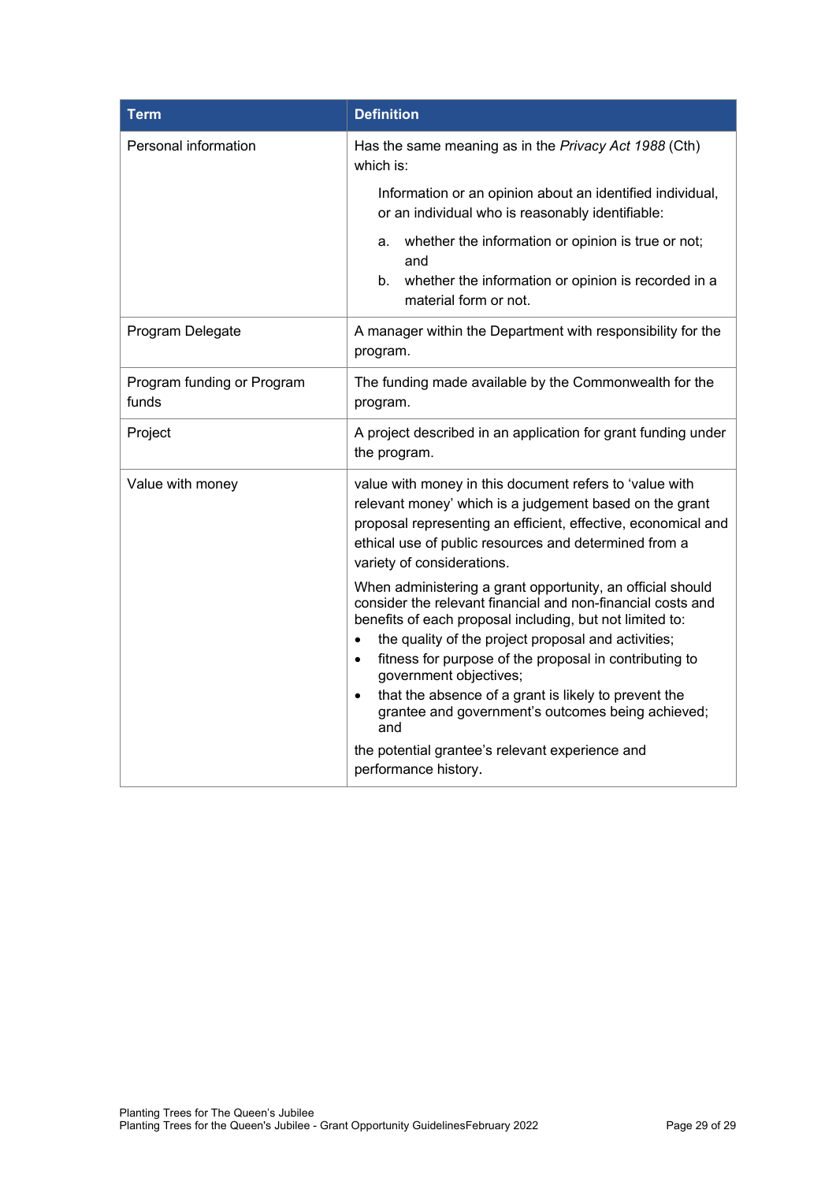| Term | Definition |
| --- | --- |
| Personal information | Has the same meaning as in the *Privacy Act 1988* (Cth) which is:<br><br>Information or an opinion about an identified individual, or an individual who is reasonably identifiable:<br><br>a. whether the information or opinion is true or not; and<br>b. whether the information or opinion is recorded in a material form or not. |
| Program Delegate | A manager within the Department with responsibility for the program. |
| Program funding or Program funds | The funding made available by the Commonwealth for the program. |
| Project | A project described in an application for grant funding under the program. |
| Value with money | value with money in this document refers to 'value with relevant money' which is a judgement based on the grant proposal representing an efficient, effective, economical and ethical use of public resources and determined from a variety of considerations.<br><br>When administering a grant opportunity, an official should consider the relevant financial and non-financial costs and benefits of each proposal including, but not limited to:<br>• the quality of the project proposal and activities;<br>• fitness for purpose of the proposal in contributing to government objectives;<br>• that the absence of a grant is likely to prevent the grantee and government's outcomes being achieved; and<br><br>the potential grantee's relevant experience and performance history. |